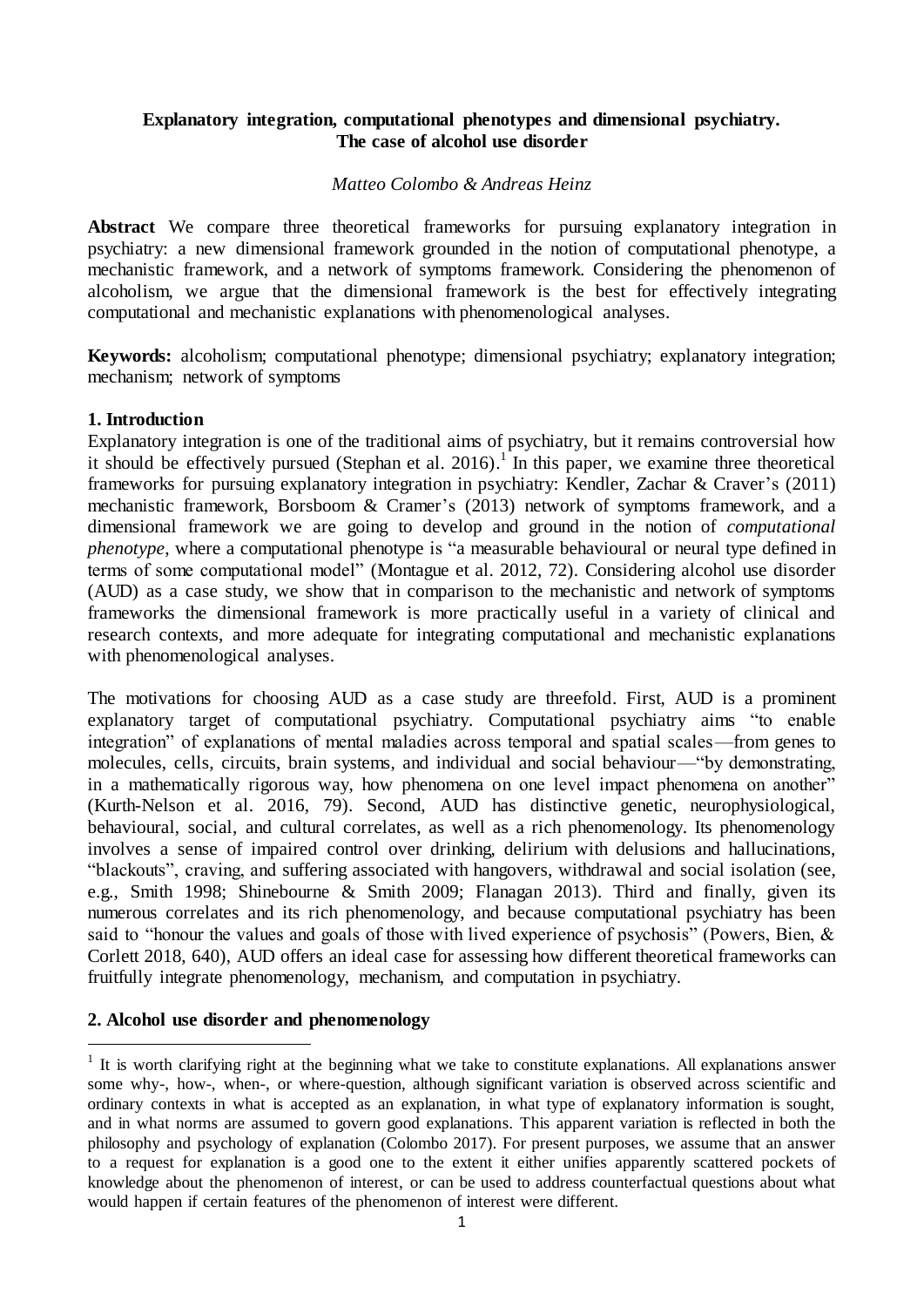# Explanatory integration, computational phenotypes and dimensional psychiatry. The case of alcohol use disorder

*Matteo Colombo & Andreas Heinz*

**Abstract** We compare three theoretical frameworks for pursuing explanatory integration in psychiatry: a new dimensional framework grounded in the notion of computational phenotype, a mechanistic framework, and a network of symptoms framework. Considering the phenomenon of alcoholism, we argue that the dimensional framework is the best for effectively integrating computational and mechanistic explanations with phenomenological analyses.

**Keywords:** alcoholism; computational phenotype; dimensional psychiatry; explanatory integration; mechanism; network of symptoms

## 1. Introduction

Explanatory integration is one of the traditional aims of psychiatry, but it remains controversial how it should be effectively pursued (Stephan et al. 2016).[1] In this paper, we examine three theoretical frameworks for pursuing explanatory integration in psychiatry: Kendler, Zachar & Craver's (2011) mechanistic framework, Borsboom & Cramer's (2013) network of symptoms framework, and a dimensional framework we are going to develop and ground in the notion of *computational phenotype*, where a computational phenotype is "a measurable behavioural or neural type defined in terms of some computational model" (Montague et al. 2012, 72). Considering alcohol use disorder (AUD) as a case study, we show that in comparison to the mechanistic and network of symptoms frameworks the dimensional framework is more practically useful in a variety of clinical and research contexts, and more adequate for integrating computational and mechanistic explanations with phenomenological analyses.

The motivations for choosing AUD as a case study are threefold. First, AUD is a prominent explanatory target of computational psychiatry. Computational psychiatry aims "to enable integration" of explanations of mental maladies across temporal and spatial scales—from genes to molecules, cells, circuits, brain systems, and individual and social behaviour—"by demonstrating, in a mathematically rigorous way, how phenomena on one level impact phenomena on another" (Kurth-Nelson et al. 2016, 79). Second, AUD has distinctive genetic, neurophysiological, behavioural, social, and cultural correlates, as well as a rich phenomenology. Its phenomenology involves a sense of impaired control over drinking, delirium with delusions and hallucinations, "blackouts", craving, and suffering associated with hangovers, withdrawal and social isolation (see, e.g., Smith 1998; Shinebourne & Smith 2009; Flanagan 2013). Third and finally, given its numerous correlates and its rich phenomenology, and because computational psychiatry has been said to "honour the values and goals of those with lived experience of psychosis" (Powers, Bien, & Corlett 2018, 640), AUD offers an ideal case for assessing how different theoretical frameworks can fruitfully integrate phenomenology, mechanism, and computation in psychiatry.

## 2. Alcohol use disorder and phenomenology

[1] It is worth clarifying right at the beginning what we take to constitute explanations. All explanations answer some why-, how-, when-, or where-question, although significant variation is observed across scientific and ordinary contexts in what is accepted as an explanation, in what type of explanatory information is sought, and in what norms are assumed to govern good explanations. This apparent variation is reflected in both the philosophy and psychology of explanation (Colombo 2017). For present purposes, we assume that an answer to a request for explanation is a good one to the extent it either unifies apparently scattered pockets of knowledge about the phenomenon of interest, or can be used to address counterfactual questions about what would happen if certain features of the phenomenon of interest were different.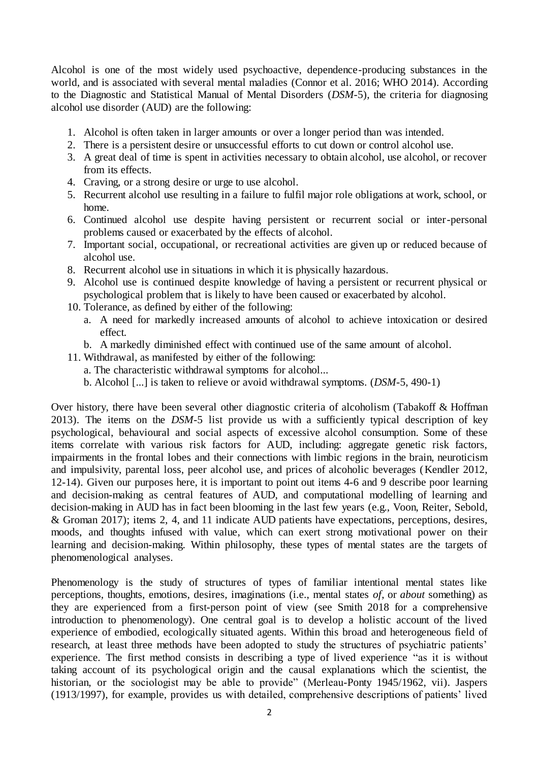Alcohol is one of the most widely used psychoactive, dependence-producing substances in the world, and is associated with several mental maladies (Connor et al. 2016; WHO 2014). According to the Diagnostic and Statistical Manual of Mental Disorders (*DSM*-5), the criteria for diagnosing alcohol use disorder (AUD) are the following:

1. Alcohol is often taken in larger amounts or over a longer period than was intended.
2. There is a persistent desire or unsuccessful efforts to cut down or control alcohol use.
3. A great deal of time is spent in activities necessary to obtain alcohol, use alcohol, or recover from its effects.
4. Craving, or a strong desire or urge to use alcohol.
5. Recurrent alcohol use resulting in a failure to fulfil major role obligations at work, school, or home.
6. Continued alcohol use despite having persistent or recurrent social or inter-personal problems caused or exacerbated by the effects of alcohol.
7. Important social, occupational, or recreational activities are given up or reduced because of alcohol use.
8. Recurrent alcohol use in situations in which it is physically hazardous.
9. Alcohol use is continued despite knowledge of having a persistent or recurrent physical or psychological problem that is likely to have been caused or exacerbated by alcohol.
10. Tolerance, as defined by either of the following:
    a. A need for markedly increased amounts of alcohol to achieve intoxication or desired effect.
    b. A markedly diminished effect with continued use of the same amount of alcohol.
11. Withdrawal, as manifested by either of the following:
    a. The characteristic withdrawal symptoms for alcohol...
    b. Alcohol [...] is taken to relieve or avoid withdrawal symptoms. (*DSM*-5, 490-1)

Over history, there have been several other diagnostic criteria of alcoholism (Tabakoff & Hoffman 2013). The items on the *DSM*-5 list provide us with a sufficiently typical description of key psychological, behavioural and social aspects of excessive alcohol consumption. Some of these items correlate with various risk factors for AUD, including: aggregate genetic risk factors, impairments in the frontal lobes and their connections with limbic regions in the brain, neuroticism and impulsivity, parental loss, peer alcohol use, and prices of alcoholic beverages (Kendler 2012, 12-14). Given our purposes here, it is important to point out items 4-6 and 9 describe poor learning and decision-making as central features of AUD, and computational modelling of learning and decision-making in AUD has in fact been blooming in the last few years (e.g., Voon, Reiter, Sebold, & Groman 2017); items 2, 4, and 11 indicate AUD patients have expectations, perceptions, desires, moods, and thoughts infused with value, which can exert strong motivational power on their learning and decision-making. Within philosophy, these types of mental states are the targets of phenomenological analyses.

Phenomenology is the study of structures of types of familiar intentional mental states like perceptions, thoughts, emotions, desires, imaginations (i.e., mental states *of*, or *about* something) as they are experienced from a first-person point of view (see Smith 2018 for a comprehensive introduction to phenomenology). One central goal is to develop a holistic account of the lived experience of embodied, ecologically situated agents. Within this broad and heterogeneous field of research, at least three methods have been adopted to study the structures of psychiatric patients' experience. The first method consists in describing a type of lived experience "as it is without taking account of its psychological origin and the causal explanations which the scientist, the historian, or the sociologist may be able to provide" (Merleau-Ponty 1945/1962, vii). Jaspers (1913/1997), for example, provides us with detailed, comprehensive descriptions of patients' lived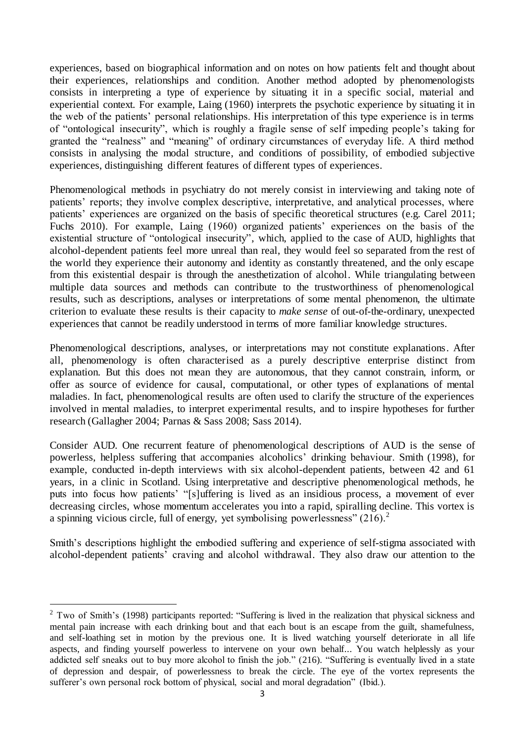experiences, based on biographical information and on notes on how patients felt and thought about their experiences, relationships and condition. Another method adopted by phenomenologists consists in interpreting a type of experience by situating it in a specific social, material and experiential context. For example, Laing (1960) interprets the psychotic experience by situating it in the web of the patients' personal relationships. His interpretation of this type experience is in terms of "ontological insecurity", which is roughly a fragile sense of self impeding people's taking for granted the "realness" and "meaning" of ordinary circumstances of everyday life. A third method consists in analysing the modal structure, and conditions of possibility, of embodied subjective experiences, distinguishing different features of different types of experiences.

Phenomenological methods in psychiatry do not merely consist in interviewing and taking note of patients' reports; they involve complex descriptive, interpretative, and analytical processes, where patients' experiences are organized on the basis of specific theoretical structures (e.g. Carel 2011; Fuchs 2010). For example, Laing (1960) organized patients' experiences on the basis of the existential structure of "ontological insecurity", which, applied to the case of AUD, highlights that alcohol-dependent patients feel more unreal than real, they would feel so separated from the rest of the world they experience their autonomy and identity as constantly threatened, and the only escape from this existential despair is through the anesthetization of alcohol. While triangulating between multiple data sources and methods can contribute to the trustworthiness of phenomenological results, such as descriptions, analyses or interpretations of some mental phenomenon, the ultimate criterion to evaluate these results is their capacity to *make sense* of out-of-the-ordinary, unexpected experiences that cannot be readily understood in terms of more familiar knowledge structures.

Phenomenological descriptions, analyses, or interpretations may not constitute explanations. After all, phenomenology is often characterised as a purely descriptive enterprise distinct from explanation. But this does not mean they are autonomous, that they cannot constrain, inform, or offer as source of evidence for causal, computational, or other types of explanations of mental maladies. In fact, phenomenological results are often used to clarify the structure of the experiences involved in mental maladies, to interpret experimental results, and to inspire hypotheses for further research (Gallagher 2004; Parnas & Sass 2008; Sass 2014).

Consider AUD. One recurrent feature of phenomenological descriptions of AUD is the sense of powerless, helpless suffering that accompanies alcoholics' drinking behaviour. Smith (1998), for example, conducted in-depth interviews with six alcohol-dependent patients, between 42 and 61 years, in a clinic in Scotland. Using interpretative and descriptive phenomenological methods, he puts into focus how patients' "[s]uffering is lived as an insidious process, a movement of ever decreasing circles, whose momentum accelerates you into a rapid, spiralling decline. This vortex is a spinning vicious circle, full of energy, yet symbolising powerlessness" (216).[2]

Smith's descriptions highlight the embodied suffering and experience of self-stigma associated with alcohol-dependent patients' craving and alcohol withdrawal. They also draw our attention to the

---

[2] Two of Smith's (1998) participants reported: "Suffering is lived in the realization that physical sickness and mental pain increase with each drinking bout and that each bout is an escape from the guilt, shamefulness, and self-loathing set in motion by the previous one. It is lived watching yourself deteriorate in all life aspects, and finding yourself powerless to intervene on your own behalf... You watch helplessly as your addicted self sneaks out to buy more alcohol to finish the job." (216). "Suffering is eventually lived in a state of depression and despair, of powerlessness to break the circle. The eye of the vortex represents the sufferer's own personal rock bottom of physical, social and moral degradation" (Ibid.).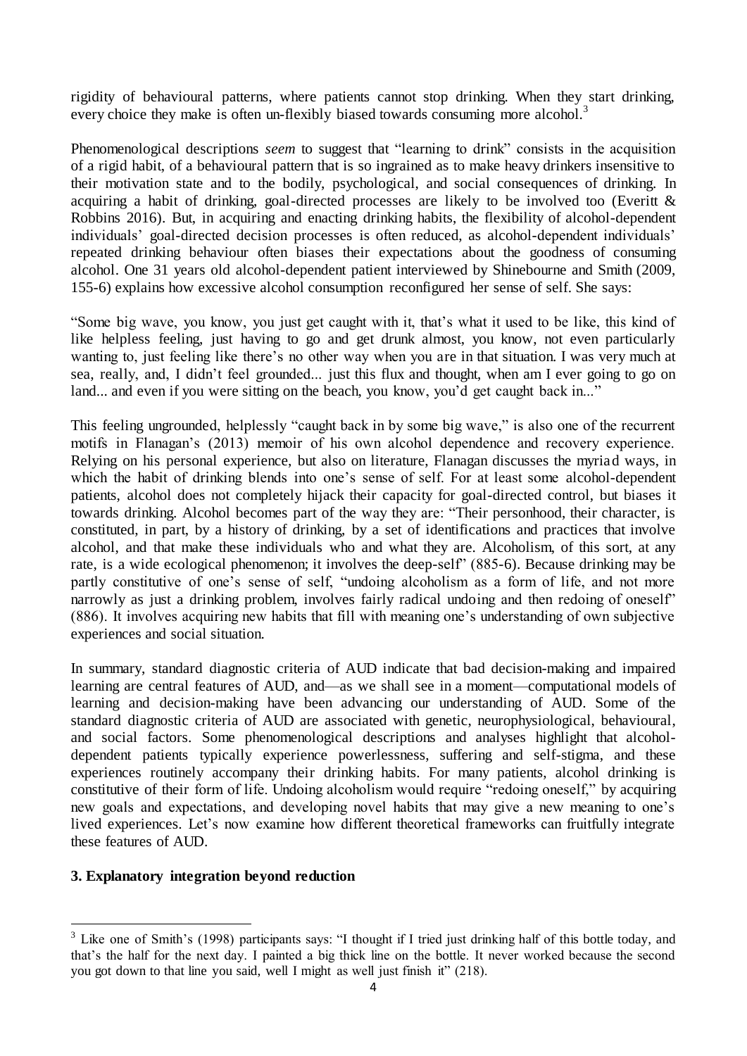rigidity of behavioural patterns, where patients cannot stop drinking. When they start drinking, every choice they make is often un-flexibly biased towards consuming more alcohol.[3]

Phenomenological descriptions *seem* to suggest that "learning to drink" consists in the acquisition of a rigid habit, of a behavioural pattern that is so ingrained as to make heavy drinkers insensitive to their motivation state and to the bodily, psychological, and social consequences of drinking. In acquiring a habit of drinking, goal-directed processes are likely to be involved too (Everitt & Robbins 2016). But, in acquiring and enacting drinking habits, the flexibility of alcohol-dependent individuals' goal-directed decision processes is often reduced, as alcohol-dependent individuals' repeated drinking behaviour often biases their expectations about the goodness of consuming alcohol. One 31 years old alcohol-dependent patient interviewed by Shinebourne and Smith (2009, 155-6) explains how excessive alcohol consumption reconfigured her sense of self. She says:

"Some big wave, you know, you just get caught with it, that's what it used to be like, this kind of like helpless feeling, just having to go and get drunk almost, you know, not even particularly wanting to, just feeling like there's no other way when you are in that situation. I was very much at sea, really, and, I didn't feel grounded... just this flux and thought, when am I ever going to go on land... and even if you were sitting on the beach, you know, you'd get caught back in..."

This feeling ungrounded, helplessly "caught back in by some big wave," is also one of the recurrent motifs in Flanagan's (2013) memoir of his own alcohol dependence and recovery experience. Relying on his personal experience, but also on literature, Flanagan discusses the myriad ways, in which the habit of drinking blends into one's sense of self. For at least some alcohol-dependent patients, alcohol does not completely hijack their capacity for goal-directed control, but biases it towards drinking. Alcohol becomes part of the way they are: "Their personhood, their character, is constituted, in part, by a history of drinking, by a set of identifications and practices that involve alcohol, and that make these individuals who and what they are. Alcoholism, of this sort, at any rate, is a wide ecological phenomenon; it involves the deep-self" (885-6). Because drinking may be partly constitutive of one's sense of self, "undoing alcoholism as a form of life, and not more narrowly as just a drinking problem, involves fairly radical undoing and then redoing of oneself" (886). It involves acquiring new habits that fill with meaning one's understanding of own subjective experiences and social situation.

In summary, standard diagnostic criteria of AUD indicate that bad decision-making and impaired learning are central features of AUD, and—as we shall see in a moment—computational models of learning and decision-making have been advancing our understanding of AUD. Some of the standard diagnostic criteria of AUD are associated with genetic, neurophysiological, behavioural, and social factors. Some phenomenological descriptions and analyses highlight that alcohol-dependent patients typically experience powerlessness, suffering and self-stigma, and these experiences routinely accompany their drinking habits. For many patients, alcohol drinking is constitutive of their form of life. Undoing alcoholism would require "redoing oneself," by acquiring new goals and expectations, and developing novel habits that may give a new meaning to one's lived experiences. Let's now examine how different theoretical frameworks can fruitfully integrate these features of AUD.

## 3. Explanatory integration beyond reduction

[3] Like one of Smith's (1998) participants says: "I thought if I tried just drinking half of this bottle today, and that's the half for the next day. I painted a big thick line on the bottle. It never worked because the second you got down to that line you said, well I might as well just finish it" (218).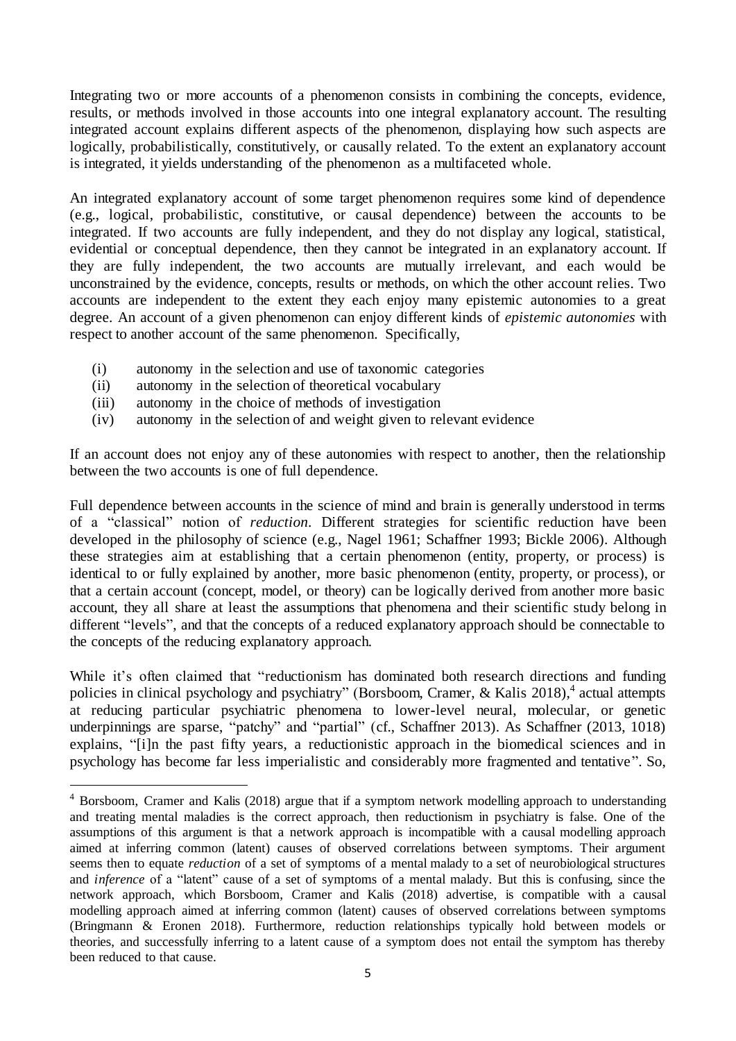Integrating two or more accounts of a phenomenon consists in combining the concepts, evidence, results, or methods involved in those accounts into one integral explanatory account. The resulting integrated account explains different aspects of the phenomenon, displaying how such aspects are logically, probabilistically, constitutively, or causally related. To the extent an explanatory account is integrated, it yields understanding of the phenomenon as a multifaceted whole.

An integrated explanatory account of some target phenomenon requires some kind of dependence (e.g., logical, probabilistic, constitutive, or causal dependence) between the accounts to be integrated. If two accounts are fully independent, and they do not display any logical, statistical, evidential or conceptual dependence, then they cannot be integrated in an explanatory account. If they are fully independent, the two accounts are mutually irrelevant, and each would be unconstrained by the evidence, concepts, results or methods, on which the other account relies. Two accounts are independent to the extent they each enjoy many epistemic autonomies to a great degree. An account of a given phenomenon can enjoy different kinds of *epistemic autonomies* with respect to another account of the same phenomenon. Specifically,

(i) autonomy in the selection and use of taxonomic categories
(ii) autonomy in the selection of theoretical vocabulary
(iii) autonomy in the choice of methods of investigation
(iv) autonomy in the selection of and weight given to relevant evidence

If an account does not enjoy any of these autonomies with respect to another, then the relationship between the two accounts is one of full dependence.

Full dependence between accounts in the science of mind and brain is generally understood in terms of a "classical" notion of *reduction*. Different strategies for scientific reduction have been developed in the philosophy of science (e.g., Nagel 1961; Schaffner 1993; Bickle 2006). Although these strategies aim at establishing that a certain phenomenon (entity, property, or process) is identical to or fully explained by another, more basic phenomenon (entity, property, or process), or that a certain account (concept, model, or theory) can be logically derived from another more basic account, they all share at least the assumptions that phenomena and their scientific study belong in different "levels", and that the concepts of a reduced explanatory approach should be connectable to the concepts of the reducing explanatory approach.

While it's often claimed that "reductionism has dominated both research directions and funding policies in clinical psychology and psychiatry" (Borsboom, Cramer, & Kalis 2018),[4] actual attempts at reducing particular psychiatric phenomena to lower-level neural, molecular, or genetic underpinnings are sparse, "patchy" and "partial" (cf., Schaffner 2013). As Schaffner (2013, 1018) explains, "[i]n the past fifty years, a reductionistic approach in the biomedical sciences and in psychology has become far less imperialistic and considerably more fragmented and tentative". So,

[4] Borsboom, Cramer and Kalis (2018) argue that if a symptom network modelling approach to understanding and treating mental maladies is the correct approach, then reductionism in psychiatry is false. One of the assumptions of this argument is that a network approach is incompatible with a causal modelling approach aimed at inferring common (latent) causes of observed correlations between symptoms. Their argument seems then to equate *reduction* of a set of symptoms of a mental malady to a set of neurobiological structures and *inference* of a "latent" cause of a set of symptoms of a mental malady. But this is confusing, since the network approach, which Borsboom, Cramer and Kalis (2018) advertise, is compatible with a causal modelling approach aimed at inferring common (latent) causes of observed correlations between symptoms (Bringmann & Eronen 2018). Furthermore, reduction relationships typically hold between models or theories, and successfully inferring to a latent cause of a symptom does not entail the symptom has thereby been reduced to that cause.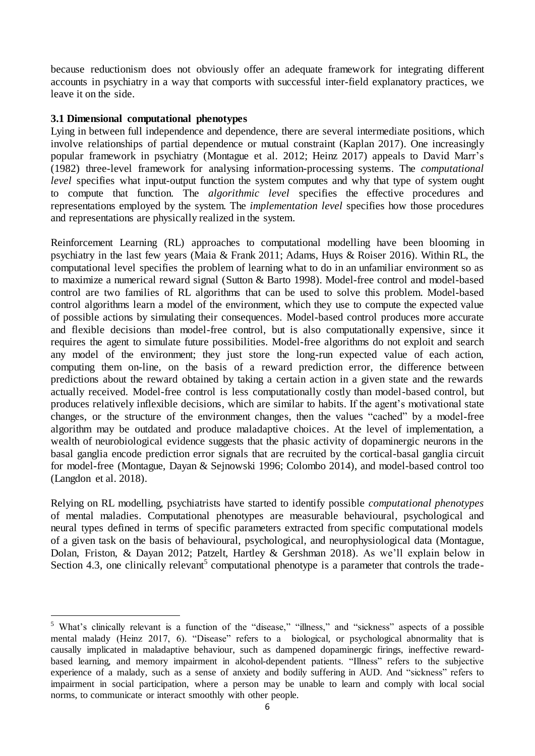because reductionism does not obviously offer an adequate framework for integrating different accounts in psychiatry in a way that comports with successful inter-field explanatory practices, we leave it on the side.

### 3.1 Dimensional computational phenotypes

Lying in between full independence and dependence, there are several intermediate positions, which involve relationships of partial dependence or mutual constraint (Kaplan 2017). One increasingly popular framework in psychiatry (Montague et al. 2012; Heinz 2017) appeals to David Marr's (1982) three-level framework for analysing information-processing systems. The *computational level* specifies what input-output function the system computes and why that type of system ought to compute that function. The *algorithmic level* specifies the effective procedures and representations employed by the system. The *implementation level* specifies how those procedures and representations are physically realized in the system.

Reinforcement Learning (RL) approaches to computational modelling have been blooming in psychiatry in the last few years (Maia & Frank 2011; Adams, Huys & Roiser 2016). Within RL, the computational level specifies the problem of learning what to do in an unfamiliar environment so as to maximize a numerical reward signal (Sutton & Barto 1998). Model-free control and model-based control are two families of RL algorithms that can be used to solve this problem. Model-based control algorithms learn a model of the environment, which they use to compute the expected value of possible actions by simulating their consequences. Model-based control produces more accurate and flexible decisions than model-free control, but is also computationally expensive, since it requires the agent to simulate future possibilities. Model-free algorithms do not exploit and search any model of the environment; they just store the long-run expected value of each action, computing them on-line, on the basis of a reward prediction error, the difference between predictions about the reward obtained by taking a certain action in a given state and the rewards actually received. Model-free control is less computationally costly than model-based control, but produces relatively inflexible decisions, which are similar to habits. If the agent's motivational state changes, or the structure of the environment changes, then the values "cached" by a model-free algorithm may be outdated and produce maladaptive choices. At the level of implementation, a wealth of neurobiological evidence suggests that the phasic activity of dopaminergic neurons in the basal ganglia encode prediction error signals that are recruited by the cortical-basal ganglia circuit for model-free (Montague, Dayan & Sejnowski 1996; Colombo 2014), and model-based control too (Langdon et al. 2018).

Relying on RL modelling, psychiatrists have started to identify possible *computational phenotypes* of mental maladies. Computational phenotypes are measurable behavioural, psychological and neural types defined in terms of specific parameters extracted from specific computational models of a given task on the basis of behavioural, psychological, and neurophysiological data (Montague, Dolan, Friston, & Dayan 2012; Patzelt, Hartley & Gershman 2018). As we'll explain below in Section 4.3, one clinically relevant[5] computational phenotype is a parameter that controls the trade-

[5] What's clinically relevant is a function of the "disease," "illness," and "sickness" aspects of a possible mental malady (Heinz 2017, 6). "Disease" refers to a biological, or psychological abnormality that is causally implicated in maladaptive behaviour, such as dampened dopaminergic firings, ineffective reward-based learning, and memory impairment in alcohol-dependent patients. "Illness" refers to the subjective experience of a malady, such as a sense of anxiety and bodily suffering in AUD. And "sickness" refers to impairment in social participation, where a person may be unable to learn and comply with local social norms, to communicate or interact smoothly with other people.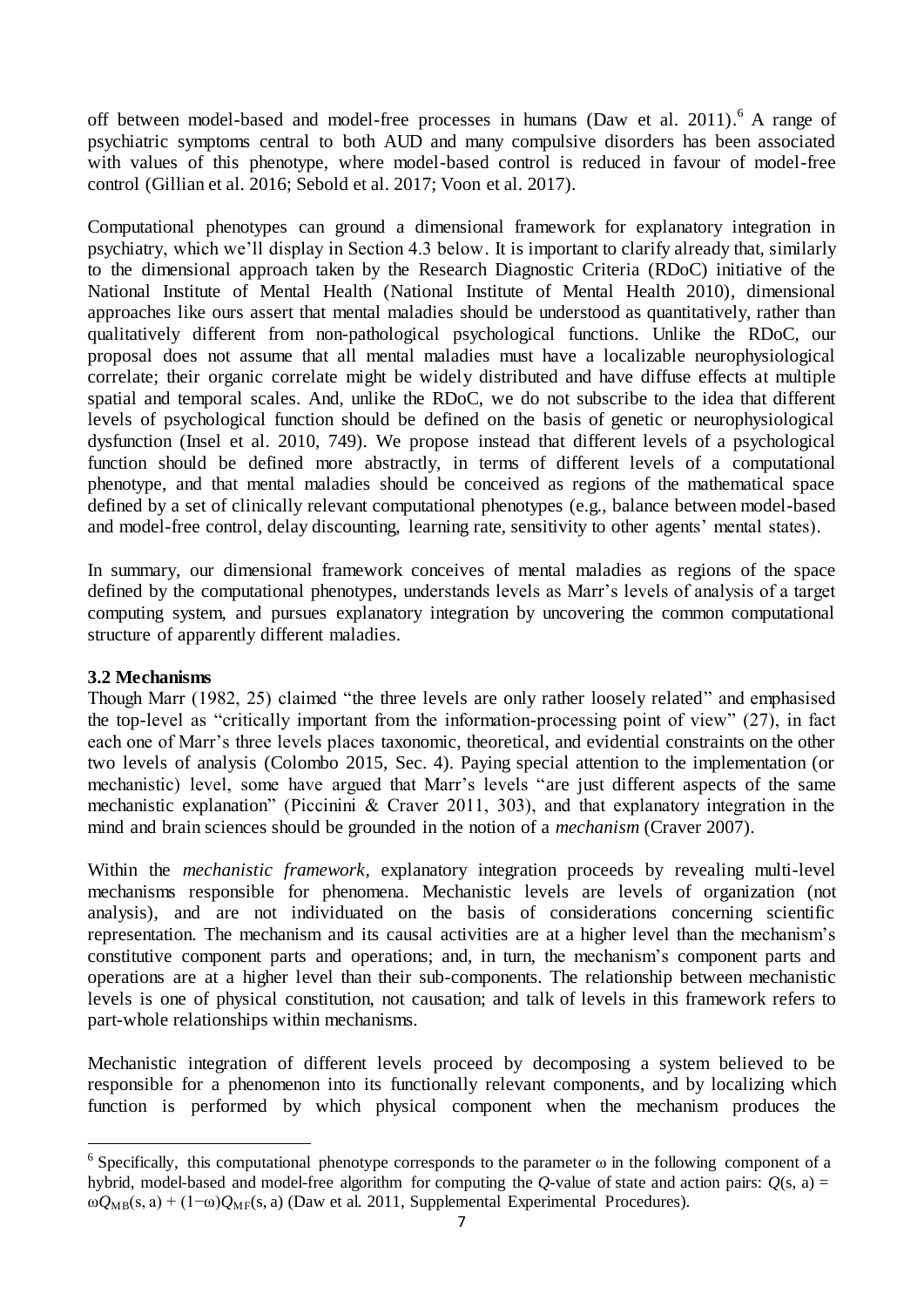off between model-based and model-free processes in humans (Daw et al. 2011).[6] A range of psychiatric symptoms central to both AUD and many compulsive disorders has been associated with values of this phenotype, where model-based control is reduced in favour of model-free control (Gillian et al. 2016; Sebold et al. 2017; Voon et al. 2017).

Computational phenotypes can ground a dimensional framework for explanatory integration in psychiatry, which we'll display in Section 4.3 below. It is important to clarify already that, similarly to the dimensional approach taken by the Research Diagnostic Criteria (RDoC) initiative of the National Institute of Mental Health (National Institute of Mental Health 2010), dimensional approaches like ours assert that mental maladies should be understood as quantitatively, rather than qualitatively different from non-pathological psychological functions. Unlike the RDoC, our proposal does not assume that all mental maladies must have a localizable neurophysiological correlate; their organic correlate might be widely distributed and have diffuse effects at multiple spatial and temporal scales. And, unlike the RDoC, we do not subscribe to the idea that different levels of psychological function should be defined on the basis of genetic or neurophysiological dysfunction (Insel et al. 2010, 749). We propose instead that different levels of a psychological function should be defined more abstractly, in terms of different levels of a computational phenotype, and that mental maladies should be conceived as regions of the mathematical space defined by a set of clinically relevant computational phenotypes (e.g., balance between model-based and model-free control, delay discounting, learning rate, sensitivity to other agents' mental states).

In summary, our dimensional framework conceives of mental maladies as regions of the space defined by the computational phenotypes, understands levels as Marr's levels of analysis of a target computing system, and pursues explanatory integration by uncovering the common computational structure of apparently different maladies.

### 3.2 Mechanisms

Though Marr (1982, 25) claimed "the three levels are only rather loosely related" and emphasised the top-level as "critically important from the information-processing point of view" (27), in fact each one of Marr's three levels places taxonomic, theoretical, and evidential constraints on the other two levels of analysis (Colombo 2015, Sec. 4). Paying special attention to the implementation (or mechanistic) level, some have argued that Marr's levels "are just different aspects of the same mechanistic explanation" (Piccinini & Craver 2011, 303), and that explanatory integration in the mind and brain sciences should be grounded in the notion of a *mechanism* (Craver 2007).

Within the *mechanistic framework*, explanatory integration proceeds by revealing multi-level mechanisms responsible for phenomena. Mechanistic levels are levels of organization (not analysis), and are not individuated on the basis of considerations concerning scientific representation. The mechanism and its causal activities are at a higher level than the mechanism's constitutive component parts and operations; and, in turn, the mechanism's component parts and operations are at a higher level than their sub-components. The relationship between mechanistic levels is one of physical constitution, not causation; and talk of levels in this framework refers to part-whole relationships within mechanisms.

Mechanistic integration of different levels proceed by decomposing a system believed to be responsible for a phenomenon into its functionally relevant components, and by localizing which function is performed by which physical component when the mechanism produces the

---

[6] Specifically, this computational phenotype corresponds to the parameter $\omega$ in the following component of a hybrid, model-based and model-free algorithm for computing the $Q$-value of state and action pairs: $Q(s, a) = \omega Q_{MB}(s, a) + (1-\omega)Q_{MF}(s, a)$ (Daw et al. 2011, Supplemental Experimental Procedures).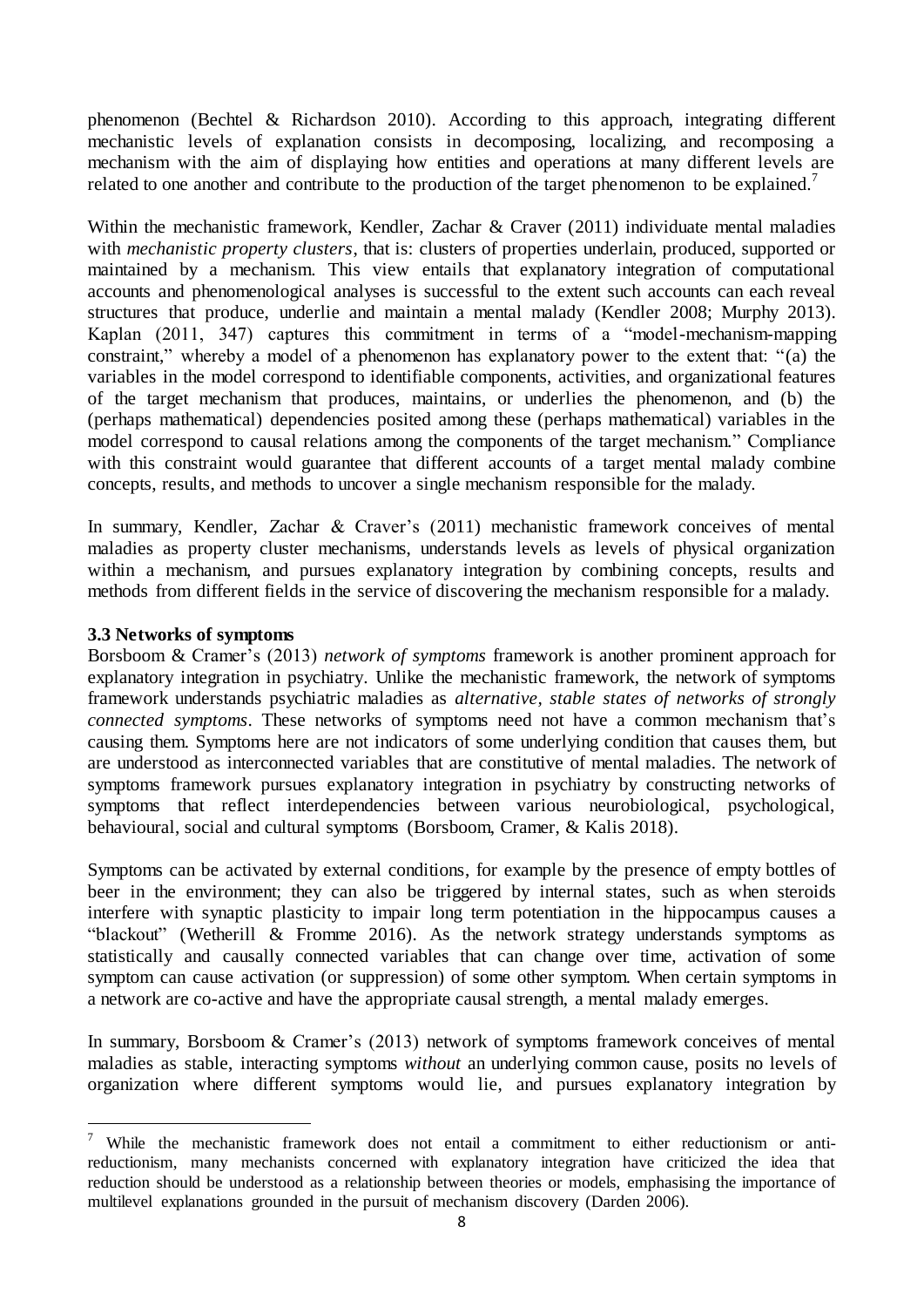phenomenon (Bechtel & Richardson 2010). According to this approach, integrating different mechanistic levels of explanation consists in decomposing, localizing, and recomposing a mechanism with the aim of displaying how entities and operations at many different levels are related to one another and contribute to the production of the target phenomenon to be explained.[7]

Within the mechanistic framework, Kendler, Zachar & Craver (2011) individuate mental maladies with *mechanistic property clusters*, that is: clusters of properties underlain, produced, supported or maintained by a mechanism. This view entails that explanatory integration of computational accounts and phenomenological analyses is successful to the extent such accounts can each reveal structures that produce, underlie and maintain a mental malady (Kendler 2008; Murphy 2013). Kaplan (2011, 347) captures this commitment in terms of a "model-mechanism-mapping constraint," whereby a model of a phenomenon has explanatory power to the extent that: "(a) the variables in the model correspond to identifiable components, activities, and organizational features of the target mechanism that produces, maintains, or underlies the phenomenon, and (b) the (perhaps mathematical) dependencies posited among these (perhaps mathematical) variables in the model correspond to causal relations among the components of the target mechanism." Compliance with this constraint would guarantee that different accounts of a target mental malady combine concepts, results, and methods to uncover a single mechanism responsible for the malady.

In summary, Kendler, Zachar & Craver's (2011) mechanistic framework conceives of mental maladies as property cluster mechanisms, understands levels as levels of physical organization within a mechanism, and pursues explanatory integration by combining concepts, results and methods from different fields in the service of discovering the mechanism responsible for a malady.

### 3.3 Networks of symptoms

Borsboom & Cramer's (2013) *network of symptoms* framework is another prominent approach for explanatory integration in psychiatry. Unlike the mechanistic framework, the network of symptoms framework understands psychiatric maladies as *alternative, stable states of networks of strongly connected symptoms*. These networks of symptoms need not have a common mechanism that's causing them. Symptoms here are not indicators of some underlying condition that causes them, but are understood as interconnected variables that are constitutive of mental maladies. The network of symptoms framework pursues explanatory integration in psychiatry by constructing networks of symptoms that reflect interdependencies between various neurobiological, psychological, behavioural, social and cultural symptoms (Borsboom, Cramer, & Kalis 2018).

Symptoms can be activated by external conditions, for example by the presence of empty bottles of beer in the environment; they can also be triggered by internal states, such as when steroids interfere with synaptic plasticity to impair long term potentiation in the hippocampus causes a "blackout" (Wetherill & Fromme 2016). As the network strategy understands symptoms as statistically and causally connected variables that can change over time, activation of some symptom can cause activation (or suppression) of some other symptom. When certain symptoms in a network are co-active and have the appropriate causal strength, a mental malady emerges.

In summary, Borsboom & Cramer's (2013) network of symptoms framework conceives of mental maladies as stable, interacting symptoms *without* an underlying common cause, posits no levels of organization where different symptoms would lie, and pursues explanatory integration by

[7] While the mechanistic framework does not entail a commitment to either reductionism or anti-reductionism, many mechanists concerned with explanatory integration have criticized the idea that reduction should be understood as a relationship between theories or models, emphasising the importance of multilevel explanations grounded in the pursuit of mechanism discovery (Darden 2006).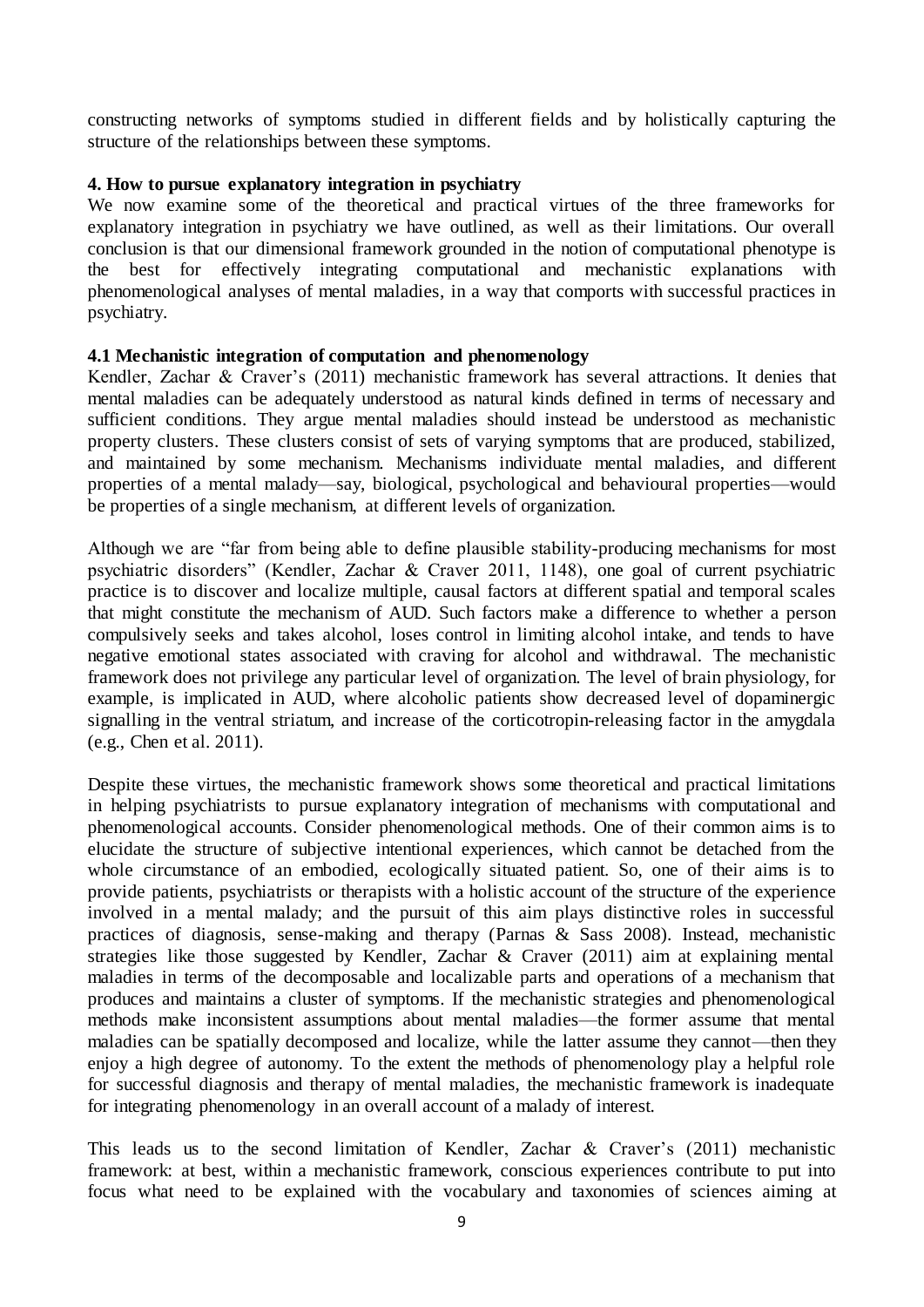constructing networks of symptoms studied in different fields and by holistically capturing the structure of the relationships between these symptoms.

## 4. How to pursue explanatory integration in psychiatry

We now examine some of the theoretical and practical virtues of the three frameworks for explanatory integration in psychiatry we have outlined, as well as their limitations. Our overall conclusion is that our dimensional framework grounded in the notion of computational phenotype is the best for effectively integrating computational and mechanistic explanations with phenomenological analyses of mental maladies, in a way that comports with successful practices in psychiatry.

### 4.1 Mechanistic integration of computation and phenomenology

Kendler, Zachar & Craver's (2011) mechanistic framework has several attractions. It denies that mental maladies can be adequately understood as natural kinds defined in terms of necessary and sufficient conditions. They argue mental maladies should instead be understood as mechanistic property clusters. These clusters consist of sets of varying symptoms that are produced, stabilized, and maintained by some mechanism. Mechanisms individuate mental maladies, and different properties of a mental malady—say, biological, psychological and behavioural properties—would be properties of a single mechanism, at different levels of organization.

Although we are "far from being able to define plausible stability-producing mechanisms for most psychiatric disorders" (Kendler, Zachar & Craver 2011, 1148), one goal of current psychiatric practice is to discover and localize multiple, causal factors at different spatial and temporal scales that might constitute the mechanism of AUD. Such factors make a difference to whether a person compulsively seeks and takes alcohol, loses control in limiting alcohol intake, and tends to have negative emotional states associated with craving for alcohol and withdrawal. The mechanistic framework does not privilege any particular level of organization. The level of brain physiology, for example, is implicated in AUD, where alcoholic patients show decreased level of dopaminergic signalling in the ventral striatum, and increase of the corticotropin-releasing factor in the amygdala (e.g., Chen et al. 2011).

Despite these virtues, the mechanistic framework shows some theoretical and practical limitations in helping psychiatrists to pursue explanatory integration of mechanisms with computational and phenomenological accounts. Consider phenomenological methods. One of their common aims is to elucidate the structure of subjective intentional experiences, which cannot be detached from the whole circumstance of an embodied, ecologically situated patient. So, one of their aims is to provide patients, psychiatrists or therapists with a holistic account of the structure of the experience involved in a mental malady; and the pursuit of this aim plays distinctive roles in successful practices of diagnosis, sense-making and therapy (Parnas & Sass 2008). Instead, mechanistic strategies like those suggested by Kendler, Zachar & Craver (2011) aim at explaining mental maladies in terms of the decomposable and localizable parts and operations of a mechanism that produces and maintains a cluster of symptoms. If the mechanistic strategies and phenomenological methods make inconsistent assumptions about mental maladies—the former assume that mental maladies can be spatially decomposed and localize, while the latter assume they cannot—then they enjoy a high degree of autonomy. To the extent the methods of phenomenology play a helpful role for successful diagnosis and therapy of mental maladies, the mechanistic framework is inadequate for integrating phenomenology in an overall account of a malady of interest.

This leads us to the second limitation of Kendler, Zachar & Craver's (2011) mechanistic framework: at best, within a mechanistic framework, conscious experiences contribute to put into focus what need to be explained with the vocabulary and taxonomies of sciences aiming at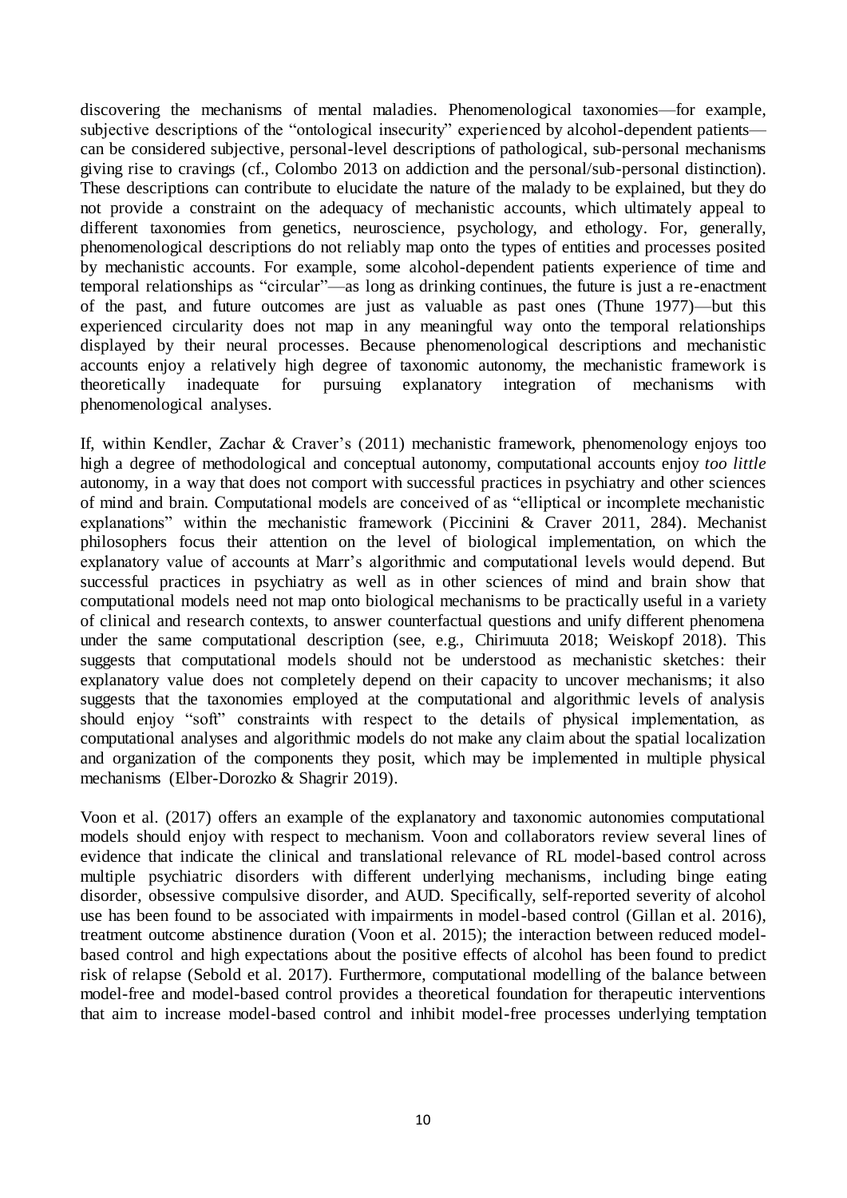discovering the mechanisms of mental maladies. Phenomenological taxonomies—for example, subjective descriptions of the "ontological insecurity" experienced by alcohol-dependent patients—can be considered subjective, personal-level descriptions of pathological, sub-personal mechanisms giving rise to cravings (cf., Colombo 2013 on addiction and the personal/sub-personal distinction). These descriptions can contribute to elucidate the nature of the malady to be explained, but they do not provide a constraint on the adequacy of mechanistic accounts, which ultimately appeal to different taxonomies from genetics, neuroscience, psychology, and ethology. For, generally, phenomenological descriptions do not reliably map onto the types of entities and processes posited by mechanistic accounts. For example, some alcohol-dependent patients experience of time and temporal relationships as "circular"—as long as drinking continues, the future is just a re-enactment of the past, and future outcomes are just as valuable as past ones (Thune 1977)—but this experienced circularity does not map in any meaningful way onto the temporal relationships displayed by their neural processes. Because phenomenological descriptions and mechanistic accounts enjoy a relatively high degree of taxonomic autonomy, the mechanistic framework is theoretically inadequate for pursuing explanatory integration of mechanisms with phenomenological analyses.

If, within Kendler, Zachar & Craver's (2011) mechanistic framework, phenomenology enjoys too high a degree of methodological and conceptual autonomy, computational accounts enjoy *too little* autonomy, in a way that does not comport with successful practices in psychiatry and other sciences of mind and brain. Computational models are conceived of as "elliptical or incomplete mechanistic explanations" within the mechanistic framework (Piccinini & Craver 2011, 284). Mechanist philosophers focus their attention on the level of biological implementation, on which the explanatory value of accounts at Marr's algorithmic and computational levels would depend. But successful practices in psychiatry as well as in other sciences of mind and brain show that computational models need not map onto biological mechanisms to be practically useful in a variety of clinical and research contexts, to answer counterfactual questions and unify different phenomena under the same computational description (see, e.g., Chirimuuta 2018; Weiskopf 2018). This suggests that computational models should not be understood as mechanistic sketches: their explanatory value does not completely depend on their capacity to uncover mechanisms; it also suggests that the taxonomies employed at the computational and algorithmic levels of analysis should enjoy "soft" constraints with respect to the details of physical implementation, as computational analyses and algorithmic models do not make any claim about the spatial localization and organization of the components they posit, which may be implemented in multiple physical mechanisms (Elber-Dorozko & Shagrir 2019).

Voon et al. (2017) offers an example of the explanatory and taxonomic autonomies computational models should enjoy with respect to mechanism. Voon and collaborators review several lines of evidence that indicate the clinical and translational relevance of RL model-based control across multiple psychiatric disorders with different underlying mechanisms, including binge eating disorder, obsessive compulsive disorder, and AUD. Specifically, self-reported severity of alcohol use has been found to be associated with impairments in model-based control (Gillan et al. 2016), treatment outcome abstinence duration (Voon et al. 2015); the interaction between reduced model-based control and high expectations about the positive effects of alcohol has been found to predict risk of relapse (Sebold et al. 2017). Furthermore, computational modelling of the balance between model-free and model-based control provides a theoretical foundation for therapeutic interventions that aim to increase model-based control and inhibit model-free processes underlying temptation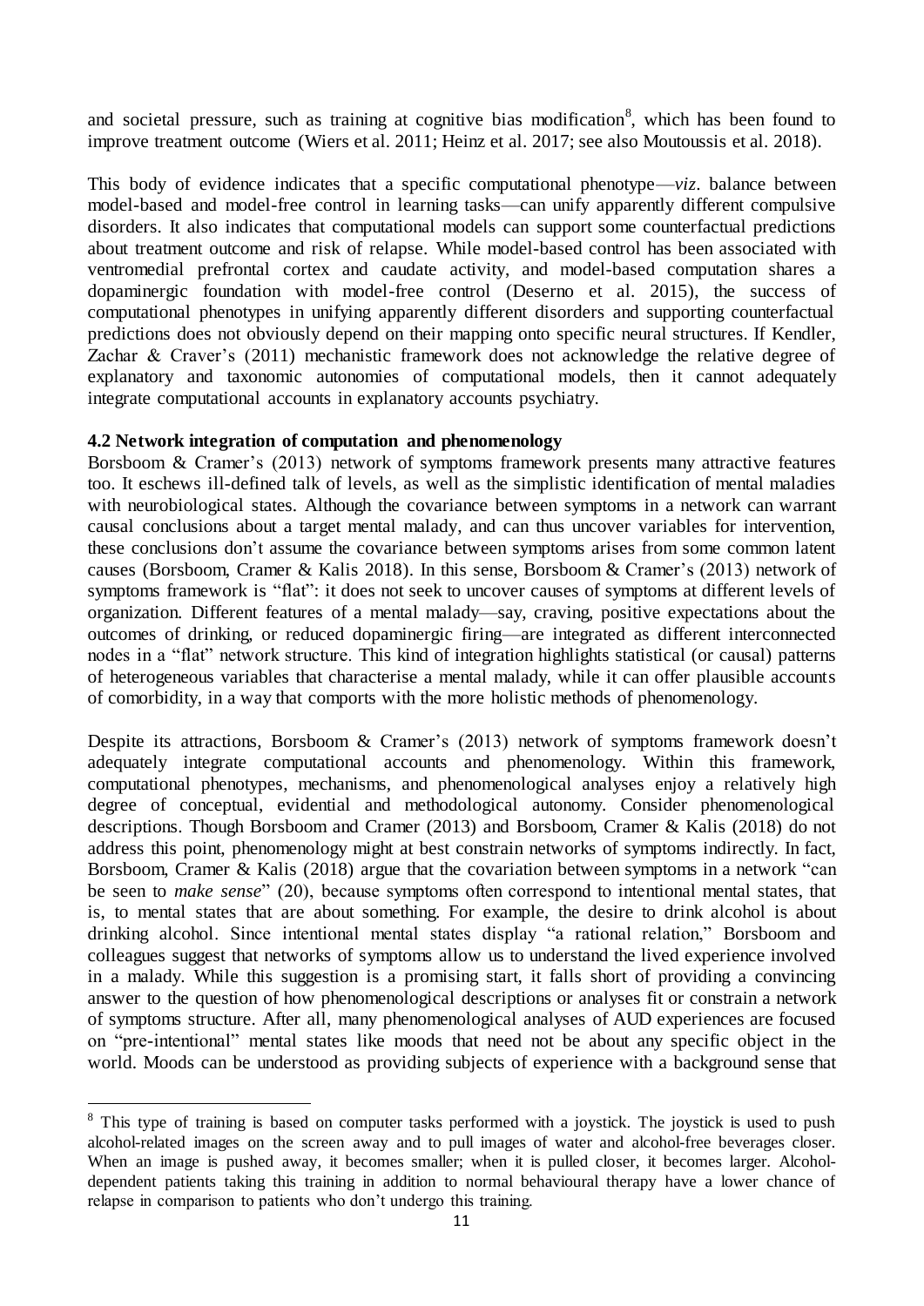and societal pressure, such as training at cognitive bias modification[8], which has been found to improve treatment outcome (Wiers et al. 2011; Heinz et al. 2017; see also Moutoussis et al. 2018).

This body of evidence indicates that a specific computational phenotype—*viz*. balance between model-based and model-free control in learning tasks—can unify apparently different compulsive disorders. It also indicates that computational models can support some counterfactual predictions about treatment outcome and risk of relapse. While model-based control has been associated with ventromedial prefrontal cortex and caudate activity, and model-based computation shares a dopaminergic foundation with model-free control (Deserno et al. 2015), the success of computational phenotypes in unifying apparently different disorders and supporting counterfactual predictions does not obviously depend on their mapping onto specific neural structures. If Kendler, Zachar & Craver's (2011) mechanistic framework does not acknowledge the relative degree of explanatory and taxonomic autonomies of computational models, then it cannot adequately integrate computational accounts in explanatory accounts psychiatry.

### 4.2 Network integration of computation and phenomenology

Borsboom & Cramer's (2013) network of symptoms framework presents many attractive features too. It eschews ill-defined talk of levels, as well as the simplistic identification of mental maladies with neurobiological states. Although the covariance between symptoms in a network can warrant causal conclusions about a target mental malady, and can thus uncover variables for intervention, these conclusions don't assume the covariance between symptoms arises from some common latent causes (Borsboom, Cramer & Kalis 2018). In this sense, Borsboom & Cramer's (2013) network of symptoms framework is "flat": it does not seek to uncover causes of symptoms at different levels of organization. Different features of a mental malady—say, craving, positive expectations about the outcomes of drinking, or reduced dopaminergic firing—are integrated as different interconnected nodes in a "flat" network structure. This kind of integration highlights statistical (or causal) patterns of heterogeneous variables that characterise a mental malady, while it can offer plausible accounts of comorbidity, in a way that comports with the more holistic methods of phenomenology.

Despite its attractions, Borsboom & Cramer's (2013) network of symptoms framework doesn't adequately integrate computational accounts and phenomenology. Within this framework, computational phenotypes, mechanisms, and phenomenological analyses enjoy a relatively high degree of conceptual, evidential and methodological autonomy. Consider phenomenological descriptions. Though Borsboom and Cramer (2013) and Borsboom, Cramer & Kalis (2018) do not address this point, phenomenology might at best constrain networks of symptoms indirectly. In fact, Borsboom, Cramer & Kalis (2018) argue that the covariation between symptoms in a network "can be seen to *make sense*" (20), because symptoms often correspond to intentional mental states, that is, to mental states that are about something. For example, the desire to drink alcohol is about drinking alcohol. Since intentional mental states display "a rational relation," Borsboom and colleagues suggest that networks of symptoms allow us to understand the lived experience involved in a malady. While this suggestion is a promising start, it falls short of providing a convincing answer to the question of how phenomenological descriptions or analyses fit or constrain a network of symptoms structure. After all, many phenomenological analyses of AUD experiences are focused on "pre-intentional" mental states like moods that need not be about any specific object in the world. Moods can be understood as providing subjects of experience with a background sense that

[8] This type of training is based on computer tasks performed with a joystick. The joystick is used to push alcohol-related images on the screen away and to pull images of water and alcohol-free beverages closer. When an image is pushed away, it becomes smaller; when it is pulled closer, it becomes larger. Alcohol-dependent patients taking this training in addition to normal behavioural therapy have a lower chance of relapse in comparison to patients who don't undergo this training.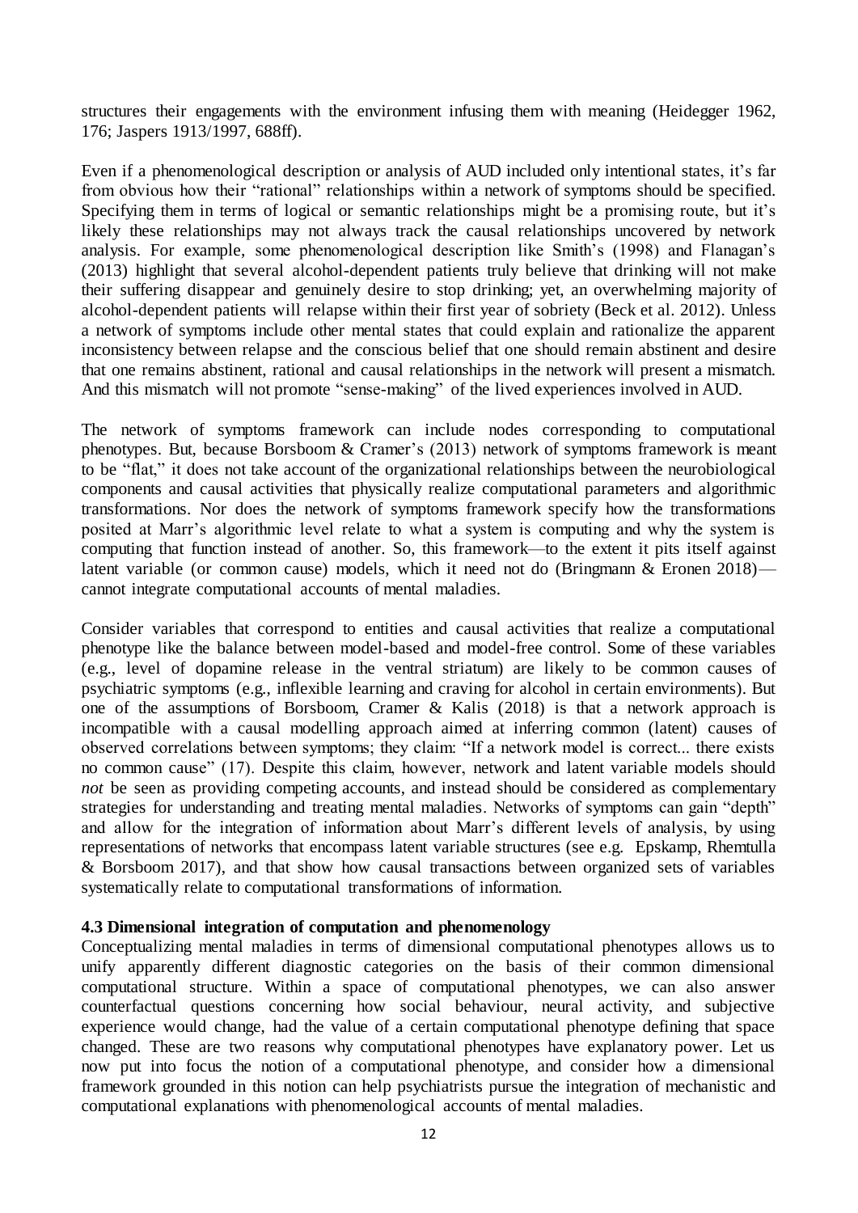structures their engagements with the environment infusing them with meaning (Heidegger 1962, 176; Jaspers 1913/1997, 688ff).

Even if a phenomenological description or analysis of AUD included only intentional states, it's far from obvious how their "rational" relationships within a network of symptoms should be specified. Specifying them in terms of logical or semantic relationships might be a promising route, but it's likely these relationships may not always track the causal relationships uncovered by network analysis. For example, some phenomenological description like Smith's (1998) and Flanagan's (2013) highlight that several alcohol-dependent patients truly believe that drinking will not make their suffering disappear and genuinely desire to stop drinking; yet, an overwhelming majority of alcohol-dependent patients will relapse within their first year of sobriety (Beck et al. 2012). Unless a network of symptoms include other mental states that could explain and rationalize the apparent inconsistency between relapse and the conscious belief that one should remain abstinent and desire that one remains abstinent, rational and causal relationships in the network will present a mismatch. And this mismatch will not promote "sense-making" of the lived experiences involved in AUD.

The network of symptoms framework can include nodes corresponding to computational phenotypes. But, because Borsboom & Cramer's (2013) network of symptoms framework is meant to be "flat," it does not take account of the organizational relationships between the neurobiological components and causal activities that physically realize computational parameters and algorithmic transformations. Nor does the network of symptoms framework specify how the transformations posited at Marr's algorithmic level relate to what a system is computing and why the system is computing that function instead of another. So, this framework—to the extent it pits itself against latent variable (or common cause) models, which it need not do (Bringmann & Eronen 2018)—cannot integrate computational accounts of mental maladies.

Consider variables that correspond to entities and causal activities that realize a computational phenotype like the balance between model-based and model-free control. Some of these variables (e.g., level of dopamine release in the ventral striatum) are likely to be common causes of psychiatric symptoms (e.g., inflexible learning and craving for alcohol in certain environments). But one of the assumptions of Borsboom, Cramer & Kalis (2018) is that a network approach is incompatible with a causal modelling approach aimed at inferring common (latent) causes of observed correlations between symptoms; they claim: "If a network model is correct... there exists no common cause" (17). Despite this claim, however, network and latent variable models should *not* be seen as providing competing accounts, and instead should be considered as complementary strategies for understanding and treating mental maladies. Networks of symptoms can gain "depth" and allow for the integration of information about Marr's different levels of analysis, by using representations of networks that encompass latent variable structures (see e.g. Epskamp, Rhemtulla & Borsboom 2017), and that show how causal transactions between organized sets of variables systematically relate to computational transformations of information.

### 4.3 Dimensional integration of computation and phenomenology

Conceptualizing mental maladies in terms of dimensional computational phenotypes allows us to unify apparently different diagnostic categories on the basis of their common dimensional computational structure. Within a space of computational phenotypes, we can also answer counterfactual questions concerning how social behaviour, neural activity, and subjective experience would change, had the value of a certain computational phenotype defining that space changed. These are two reasons why computational phenotypes have explanatory power. Let us now put into focus the notion of a computational phenotype, and consider how a dimensional framework grounded in this notion can help psychiatrists pursue the integration of mechanistic and computational explanations with phenomenological accounts of mental maladies.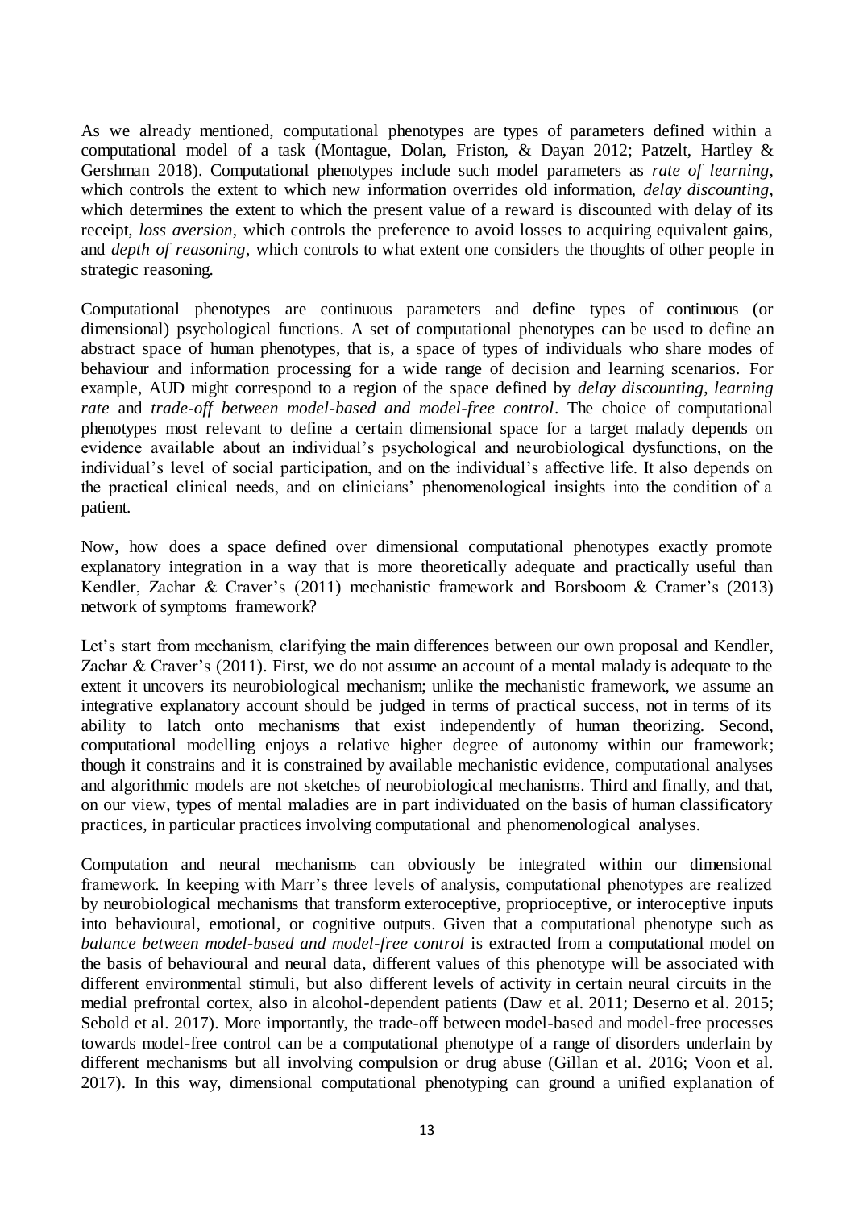As we already mentioned, computational phenotypes are types of parameters defined within a computational model of a task (Montague, Dolan, Friston, & Dayan 2012; Patzelt, Hartley & Gershman 2018). Computational phenotypes include such model parameters as *rate of learning*, which controls the extent to which new information overrides old information, *delay discounting*, which determines the extent to which the present value of a reward is discounted with delay of its receipt, *loss aversion*, which controls the preference to avoid losses to acquiring equivalent gains, and *depth of reasoning*, which controls to what extent one considers the thoughts of other people in strategic reasoning.

Computational phenotypes are continuous parameters and define types of continuous (or dimensional) psychological functions. A set of computational phenotypes can be used to define an abstract space of human phenotypes, that is, a space of types of individuals who share modes of behaviour and information processing for a wide range of decision and learning scenarios. For example, AUD might correspond to a region of the space defined by *delay discounting*, *learning rate* and *trade-off between model-based and model-free control*. The choice of computational phenotypes most relevant to define a certain dimensional space for a target malady depends on evidence available about an individual's psychological and neurobiological dysfunctions, on the individual's level of social participation, and on the individual's affective life. It also depends on the practical clinical needs, and on clinicians' phenomenological insights into the condition of a patient.

Now, how does a space defined over dimensional computational phenotypes exactly promote explanatory integration in a way that is more theoretically adequate and practically useful than Kendler, Zachar & Craver's (2011) mechanistic framework and Borsboom & Cramer's (2013) network of symptoms framework?

Let's start from mechanism, clarifying the main differences between our own proposal and Kendler, Zachar & Craver's (2011). First, we do not assume an account of a mental malady is adequate to the extent it uncovers its neurobiological mechanism; unlike the mechanistic framework, we assume an integrative explanatory account should be judged in terms of practical success, not in terms of its ability to latch onto mechanisms that exist independently of human theorizing. Second, computational modelling enjoys a relative higher degree of autonomy within our framework; though it constrains and it is constrained by available mechanistic evidence, computational analyses and algorithmic models are not sketches of neurobiological mechanisms. Third and finally, and that, on our view, types of mental maladies are in part individuated on the basis of human classificatory practices, in particular practices involving computational and phenomenological analyses.

Computation and neural mechanisms can obviously be integrated within our dimensional framework. In keeping with Marr's three levels of analysis, computational phenotypes are realized by neurobiological mechanisms that transform exteroceptive, proprioceptive, or interoceptive inputs into behavioural, emotional, or cognitive outputs. Given that a computational phenotype such as *balance between model-based and model-free control* is extracted from a computational model on the basis of behavioural and neural data, different values of this phenotype will be associated with different environmental stimuli, but also different levels of activity in certain neural circuits in the medial prefrontal cortex, also in alcohol-dependent patients (Daw et al. 2011; Deserno et al. 2015; Sebold et al. 2017). More importantly, the trade-off between model-based and model-free processes towards model-free control can be a computational phenotype of a range of disorders underlain by different mechanisms but all involving compulsion or drug abuse (Gillan et al. 2016; Voon et al. 2017). In this way, dimensional computational phenotyping can ground a unified explanation of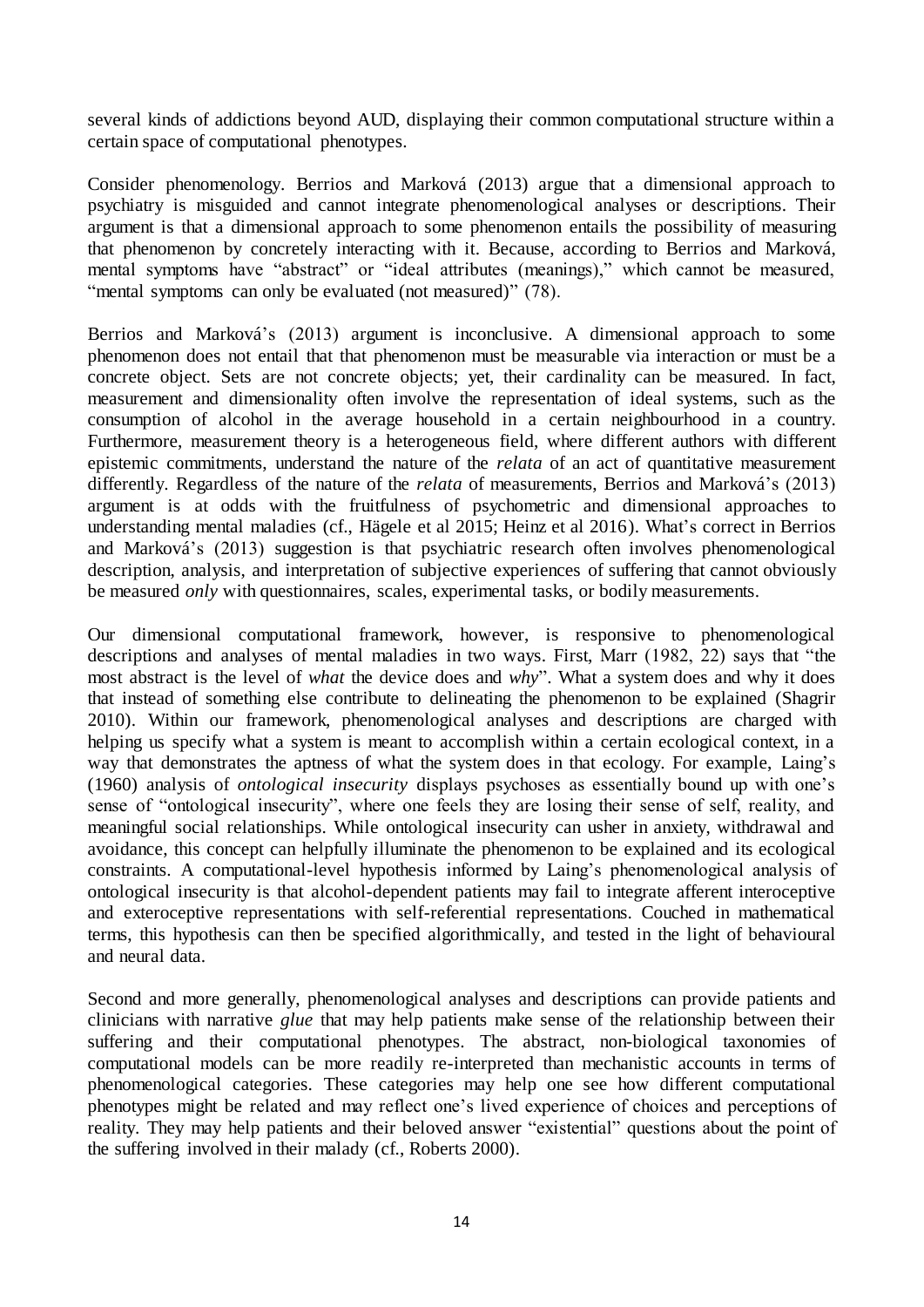several kinds of addictions beyond AUD, displaying their common computational structure within a certain space of computational phenotypes.

Consider phenomenology. Berrios and Marková (2013) argue that a dimensional approach to psychiatry is misguided and cannot integrate phenomenological analyses or descriptions. Their argument is that a dimensional approach to some phenomenon entails the possibility of measuring that phenomenon by concretely interacting with it. Because, according to Berrios and Marková, mental symptoms have "abstract" or "ideal attributes (meanings)," which cannot be measured, "mental symptoms can only be evaluated (not measured)" (78).

Berrios and Marková's (2013) argument is inconclusive. A dimensional approach to some phenomenon does not entail that that phenomenon must be measurable via interaction or must be a concrete object. Sets are not concrete objects; yet, their cardinality can be measured. In fact, measurement and dimensionality often involve the representation of ideal systems, such as the consumption of alcohol in the average household in a certain neighbourhood in a country. Furthermore, measurement theory is a heterogeneous field, where different authors with different epistemic commitments, understand the nature of the *relata* of an act of quantitative measurement differently. Regardless of the nature of the *relata* of measurements, Berrios and Marková's (2013) argument is at odds with the fruitfulness of psychometric and dimensional approaches to understanding mental maladies (cf., Hägele et al 2015; Heinz et al 2016). What's correct in Berrios and Marková's (2013) suggestion is that psychiatric research often involves phenomenological description, analysis, and interpretation of subjective experiences of suffering that cannot obviously be measured *only* with questionnaires, scales, experimental tasks, or bodily measurements.

Our dimensional computational framework, however, is responsive to phenomenological descriptions and analyses of mental maladies in two ways. First, Marr (1982, 22) says that "the most abstract is the level of *what* the device does and *why*". What a system does and why it does that instead of something else contribute to delineating the phenomenon to be explained (Shagrir 2010). Within our framework, phenomenological analyses and descriptions are charged with helping us specify what a system is meant to accomplish within a certain ecological context, in a way that demonstrates the aptness of what the system does in that ecology. For example, Laing's (1960) analysis of *ontological insecurity* displays psychoses as essentially bound up with one's sense of "ontological insecurity", where one feels they are losing their sense of self, reality, and meaningful social relationships. While ontological insecurity can usher in anxiety, withdrawal and avoidance, this concept can helpfully illuminate the phenomenon to be explained and its ecological constraints. A computational-level hypothesis informed by Laing's phenomenological analysis of ontological insecurity is that alcohol-dependent patients may fail to integrate afferent interoceptive and exteroceptive representations with self-referential representations. Couched in mathematical terms, this hypothesis can then be specified algorithmically, and tested in the light of behavioural and neural data.

Second and more generally, phenomenological analyses and descriptions can provide patients and clinicians with narrative *glue* that may help patients make sense of the relationship between their suffering and their computational phenotypes. The abstract, non-biological taxonomies of computational models can be more readily re-interpreted than mechanistic accounts in terms of phenomenological categories. These categories may help one see how different computational phenotypes might be related and may reflect one's lived experience of choices and perceptions of reality. They may help patients and their beloved answer "existential" questions about the point of the suffering involved in their malady (cf., Roberts 2000).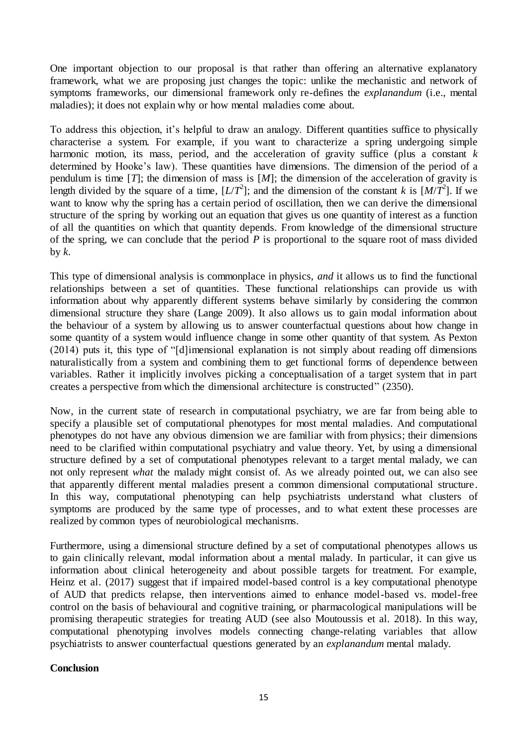One important objection to our proposal is that rather than offering an alternative explanatory framework, what we are proposing just changes the topic: unlike the mechanistic and network of symptoms frameworks, our dimensional framework only re-defines the *explanandum* (i.e., mental maladies); it does not explain why or how mental maladies come about.

To address this objection, it's helpful to draw an analogy. Different quantities suffice to physically characterise a system. For example, if you want to characterize a spring undergoing simple harmonic motion, its mass, period, and the acceleration of gravity suffice (plus a constant $k$ determined by Hooke's law). These quantities have dimensions. The dimension of the period of a pendulum is time $[T]$; the dimension of mass is $[M]$; the dimension of the acceleration of gravity is length divided by the square of a time, $[L/T^2]$; and the dimension of the constant $k$ is $[M/T^2]$. If we want to know why the spring has a certain period of oscillation, then we can derive the dimensional structure of the spring by working out an equation that gives us one quantity of interest as a function of all the quantities on which that quantity depends. From knowledge of the dimensional structure of the spring, we can conclude that the period $P$ is proportional to the square root of mass divided by $k$.

This type of dimensional analysis is commonplace in physics, *and* it allows us to find the functional relationships between a set of quantities. These functional relationships can provide us with information about why apparently different systems behave similarly by considering the common dimensional structure they share (Lange 2009). It also allows us to gain modal information about the behaviour of a system by allowing us to answer counterfactual questions about how change in some quantity of a system would influence change in some other quantity of that system. As Pexton (2014) puts it, this type of "[d]imensional explanation is not simply about reading off dimensions naturalistically from a system and combining them to get functional forms of dependence between variables. Rather it implicitly involves picking a conceptualisation of a target system that in part creates a perspective from which the dimensional architecture is constructed" (2350).

Now, in the current state of research in computational psychiatry, we are far from being able to specify a plausible set of computational phenotypes for most mental maladies. And computational phenotypes do not have any obvious dimension we are familiar with from physics; their dimensions need to be clarified within computational psychiatry and value theory. Yet, by using a dimensional structure defined by a set of computational phenotypes relevant to a target mental malady, we can not only represent *what* the malady might consist of. As we already pointed out, we can also see that apparently different mental maladies present a common dimensional computational structure. In this way, computational phenotyping can help psychiatrists understand what clusters of symptoms are produced by the same type of processes, and to what extent these processes are realized by common types of neurobiological mechanisms.

Furthermore, using a dimensional structure defined by a set of computational phenotypes allows us to gain clinically relevant, modal information about a mental malady. In particular, it can give us information about clinical heterogeneity and about possible targets for treatment. For example, Heinz et al. (2017) suggest that if impaired model-based control is a key computational phenotype of AUD that predicts relapse, then interventions aimed to enhance model-based vs. model-free control on the basis of behavioural and cognitive training, or pharmacological manipulations will be promising therapeutic strategies for treating AUD (see also Moutoussis et al. 2018). In this way, computational phenotyping involves models connecting change-relating variables that allow psychiatrists to answer counterfactual questions generated by an *explanandum* mental malady.

**Conclusion**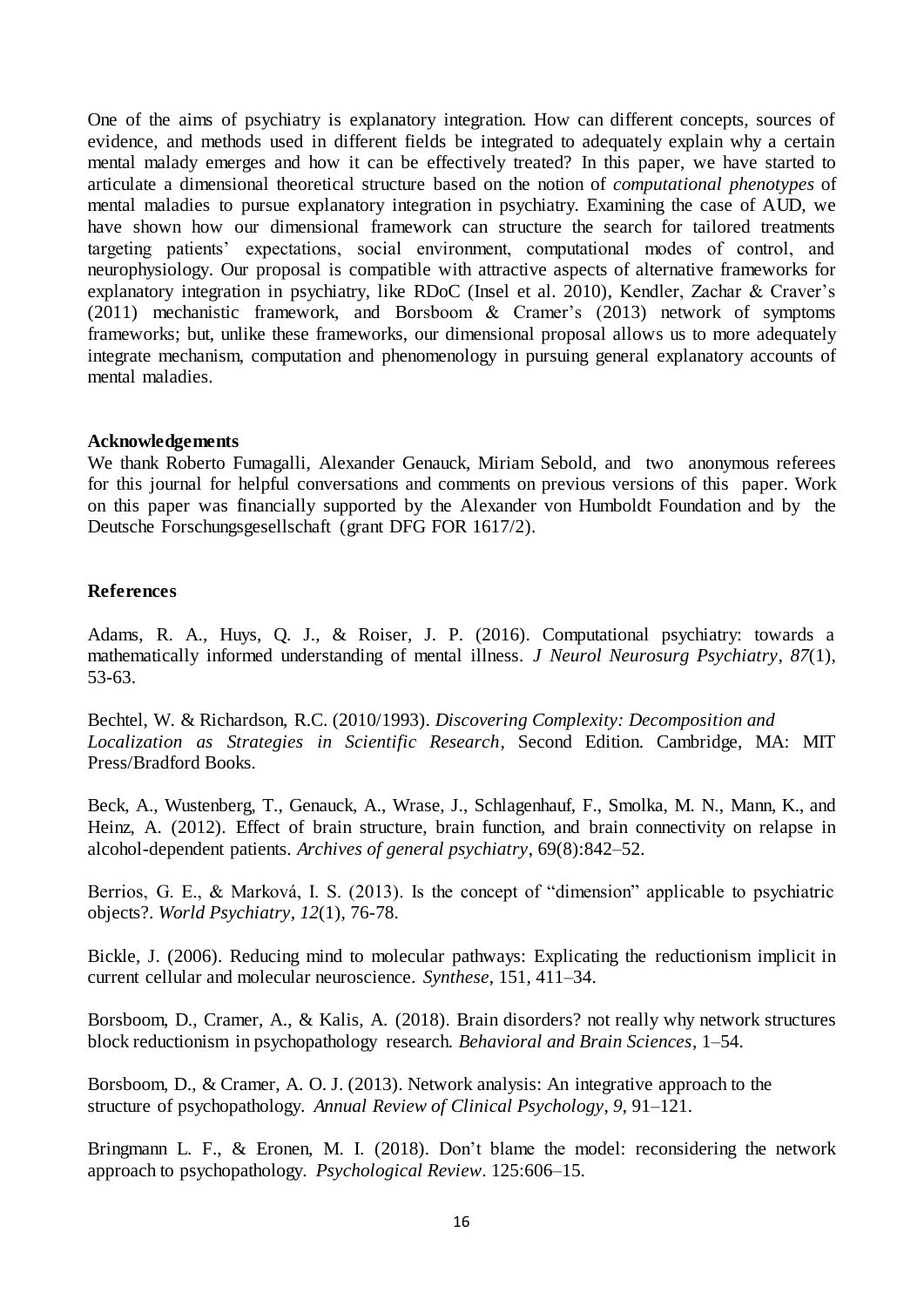One of the aims of psychiatry is explanatory integration. How can different concepts, sources of evidence, and methods used in different fields be integrated to adequately explain why a certain mental malady emerges and how it can be effectively treated? In this paper, we have started to articulate a dimensional theoretical structure based on the notion of *computational phenotypes* of mental maladies to pursue explanatory integration in psychiatry. Examining the case of AUD, we have shown how our dimensional framework can structure the search for tailored treatments targeting patients' expectations, social environment, computational modes of control, and neurophysiology. Our proposal is compatible with attractive aspects of alternative frameworks for explanatory integration in psychiatry, like RDoC (Insel et al. 2010), Kendler, Zachar & Craver's (2011) mechanistic framework, and Borsboom & Cramer's (2013) network of symptoms frameworks; but, unlike these frameworks, our dimensional proposal allows us to more adequately integrate mechanism, computation and phenomenology in pursuing general explanatory accounts of mental maladies.

**Acknowledgements**

We thank Roberto Fumagalli, Alexander Genauck, Miriam Sebold, and two anonymous referees for this journal for helpful conversations and comments on previous versions of this paper. Work on this paper was financially supported by the Alexander von Humboldt Foundation and by the Deutsche Forschungsgesellschaft (grant DFG FOR 1617/2).

**References**

Adams, R. A., Huys, Q. J., & Roiser, J. P. (2016). Computational psychiatry: towards a mathematically informed understanding of mental illness. *J Neurol Neurosurg Psychiatry*, *87*(1), 53-63.

Bechtel, W. & Richardson, R.C. (2010/1993). *Discovering Complexity: Decomposition and Localization as Strategies in Scientific Research*, Second Edition. Cambridge, MA: MIT Press/Bradford Books.

Beck, A., Wustenberg, T., Genauck, A., Wrase, J., Schlagenhauf, F., Smolka, M. N., Mann, K., and Heinz, A. (2012). Effect of brain structure, brain function, and brain connectivity on relapse in alcohol-dependent patients. *Archives of general psychiatry*, 69(8):842–52.

Berrios, G. E., & Marková, I. S. (2013). Is the concept of "dimension" applicable to psychiatric objects?. *World Psychiatry*, *12*(1), 76-78.

Bickle, J. (2006). Reducing mind to molecular pathways: Explicating the reductionism implicit in current cellular and molecular neuroscience. *Synthese*, 151, 411–34.

Borsboom, D., Cramer, A., & Kalis, A. (2018). Brain disorders? not really why network structures block reductionism in psychopathology research. *Behavioral and Brain Sciences*, 1–54.

Borsboom, D., & Cramer, A. O. J. (2013). Network analysis: An integrative approach to the structure of psychopathology. *Annual Review of Clinical Psychology*, *9*, 91–121.

Bringmann L. F., & Eronen, M. I. (2018). Don't blame the model: reconsidering the network approach to psychopathology. *Psychological Review*. 125:606–15.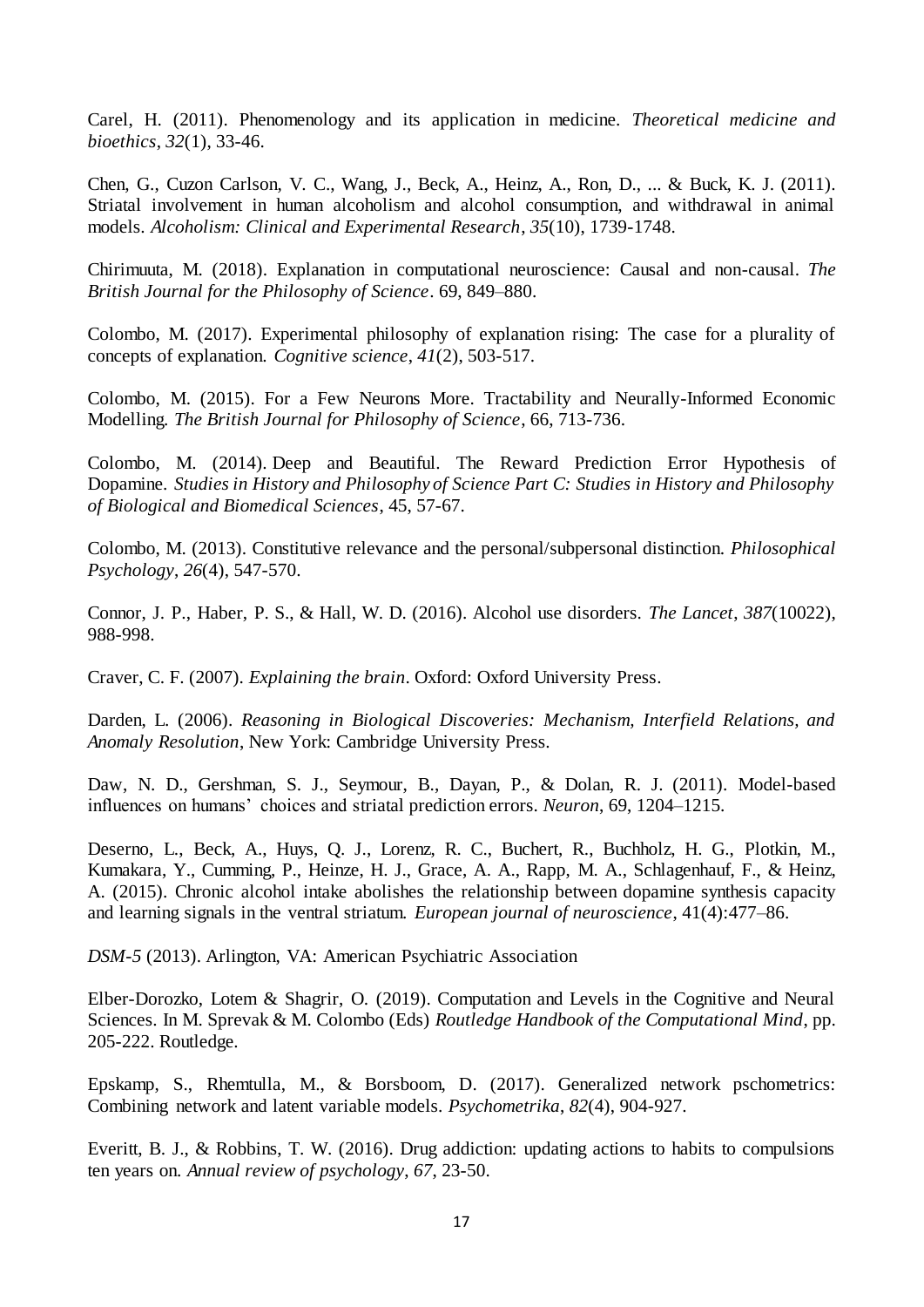Carel, H. (2011). Phenomenology and its application in medicine. *Theoretical medicine and bioethics*, *32*(1), 33-46.

Chen, G., Cuzon Carlson, V. C., Wang, J., Beck, A., Heinz, A., Ron, D., ... & Buck, K. J. (2011). Striatal involvement in human alcoholism and alcohol consumption, and withdrawal in animal models. *Alcoholism: Clinical and Experimental Research*, *35*(10), 1739-1748.

Chirimuuta, M. (2018). Explanation in computational neuroscience: Causal and non-causal. *The British Journal for the Philosophy of Science*. 69, 849–880.

Colombo, M. (2017). Experimental philosophy of explanation rising: The case for a plurality of concepts of explanation. *Cognitive science*, *41*(2), 503-517.

Colombo, M. (2015). For a Few Neurons More. Tractability and Neurally-Informed Economic Modelling. *The British Journal for Philosophy of Science*, 66, 713-736.

Colombo, M. (2014). Deep and Beautiful. The Reward Prediction Error Hypothesis of Dopamine. *Studies in History and Philosophy of Science Part C: Studies in History and Philosophy of Biological and Biomedical Sciences*, 45, 57-67.

Colombo, M. (2013). Constitutive relevance and the personal/subpersonal distinction. *Philosophical Psychology*, *26*(4), 547-570.

Connor, J. P., Haber, P. S., & Hall, W. D. (2016). Alcohol use disorders. *The Lancet*, *387*(10022), 988-998.

Craver, C. F. (2007). *Explaining the brain*. Oxford: Oxford University Press.

Darden, L. (2006). *Reasoning in Biological Discoveries: Mechanism, Interfield Relations, and Anomaly Resolution*, New York: Cambridge University Press.

Daw, N. D., Gershman, S. J., Seymour, B., Dayan, P., & Dolan, R. J. (2011). Model-based influences on humans' choices and striatal prediction errors. *Neuron*, 69, 1204–1215.

Deserno, L., Beck, A., Huys, Q. J., Lorenz, R. C., Buchert, R., Buchholz, H. G., Plotkin, M., Kumakara, Y., Cumming, P., Heinze, H. J., Grace, A. A., Rapp, M. A., Schlagenhauf, F., & Heinz, A. (2015). Chronic alcohol intake abolishes the relationship between dopamine synthesis capacity and learning signals in the ventral striatum. *European journal of neuroscience*, 41(4):477–86.

*DSM-5* (2013). Arlington, VA: American Psychiatric Association

Elber-Dorozko, Lotem & Shagrir, O. (2019). Computation and Levels in the Cognitive and Neural Sciences. In M. Sprevak & M. Colombo (Eds) *Routledge Handbook of the Computational Mind*, pp. 205-222. Routledge.

Epskamp, S., Rhemtulla, M., & Borsboom, D. (2017). Generalized network pschometrics: Combining network and latent variable models. *Psychometrika*, *82*(4), 904-927.

Everitt, B. J., & Robbins, T. W. (2016). Drug addiction: updating actions to habits to compulsions ten years on. *Annual review of psychology*, *67*, 23-50.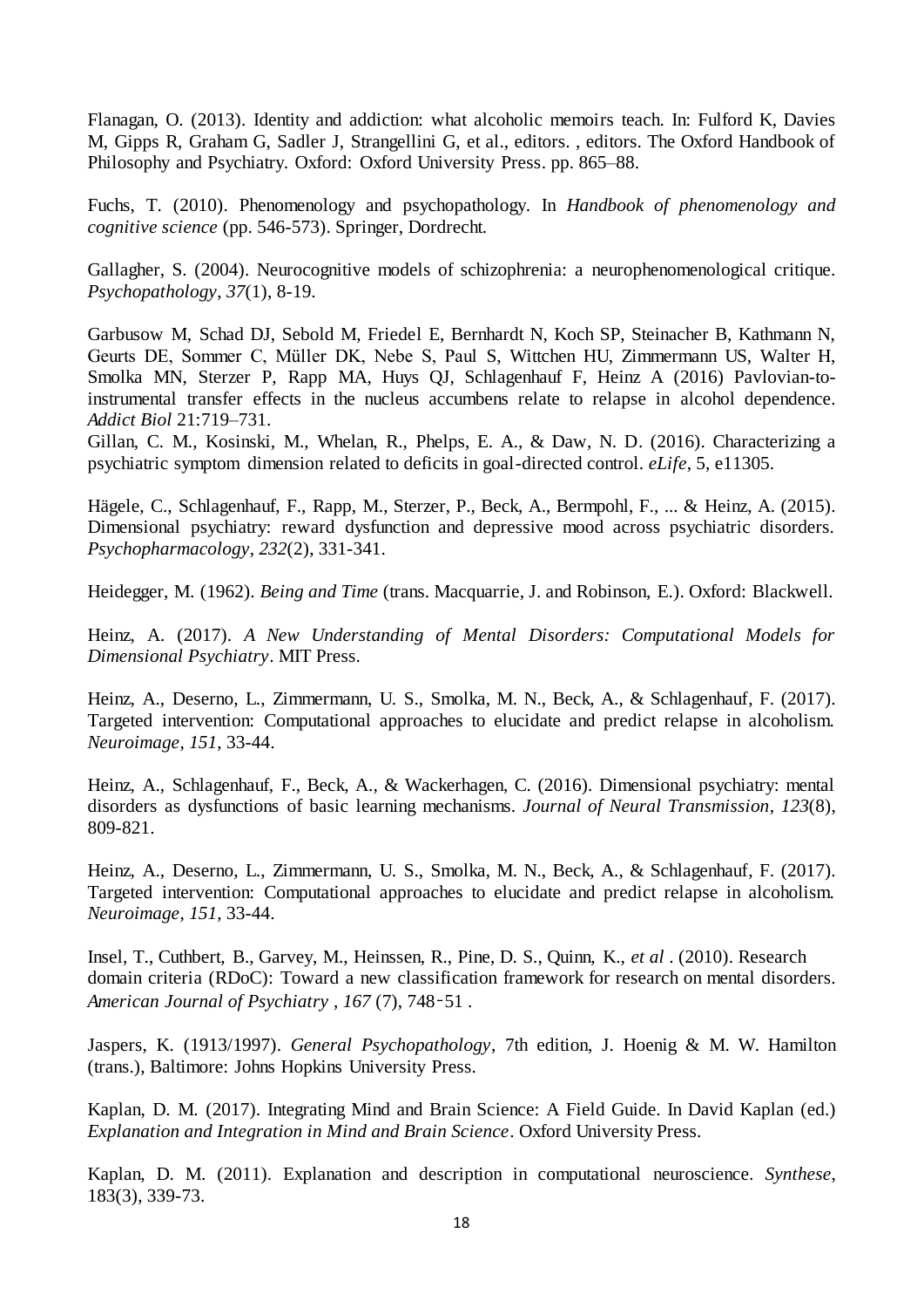Flanagan, O. (2013). Identity and addiction: what alcoholic memoirs teach. In: Fulford K, Davies M, Gipps R, Graham G, Sadler J, Strangellini G, et al., editors. , editors. The Oxford Handbook of Philosophy and Psychiatry. Oxford: Oxford University Press. pp. 865–88.

Fuchs, T. (2010). Phenomenology and psychopathology. In *Handbook of phenomenology and cognitive science* (pp. 546-573). Springer, Dordrecht.

Gallagher, S. (2004). Neurocognitive models of schizophrenia: a neurophenomenological critique. *Psychopathology*, *37*(1), 8-19.

Garbusow M, Schad DJ, Sebold M, Friedel E, Bernhardt N, Koch SP, Steinacher B, Kathmann N, Geurts DE, Sommer C, Müller DK, Nebe S, Paul S, Wittchen HU, Zimmermann US, Walter H, Smolka MN, Sterzer P, Rapp MA, Huys QJ, Schlagenhauf F, Heinz A (2016) Pavlovian-to-instrumental transfer effects in the nucleus accumbens relate to relapse in alcohol dependence. *Addict Biol* 21:719–731.

Gillan, C. M., Kosinski, M., Whelan, R., Phelps, E. A., & Daw, N. D. (2016). Characterizing a psychiatric symptom dimension related to deficits in goal-directed control. *eLife*, 5, e11305.

Hägele, C., Schlagenhauf, F., Rapp, M., Sterzer, P., Beck, A., Bermpohl, F., ... & Heinz, A. (2015). Dimensional psychiatry: reward dysfunction and depressive mood across psychiatric disorders. *Psychopharmacology*, *232*(2), 331-341.

Heidegger, M. (1962). *Being and Time* (trans. Macquarrie, J. and Robinson, E.). Oxford: Blackwell.

Heinz, A. (2017). *A New Understanding of Mental Disorders: Computational Models for Dimensional Psychiatry*. MIT Press.

Heinz, A., Deserno, L., Zimmermann, U. S., Smolka, M. N., Beck, A., & Schlagenhauf, F. (2017). Targeted intervention: Computational approaches to elucidate and predict relapse in alcoholism. *Neuroimage*, *151*, 33-44.

Heinz, A., Schlagenhauf, F., Beck, A., & Wackerhagen, C. (2016). Dimensional psychiatry: mental disorders as dysfunctions of basic learning mechanisms. *Journal of Neural Transmission*, *123*(8), 809-821.

Heinz, A., Deserno, L., Zimmermann, U. S., Smolka, M. N., Beck, A., & Schlagenhauf, F. (2017). Targeted intervention: Computational approaches to elucidate and predict relapse in alcoholism. *Neuroimage*, *151*, 33-44.

Insel, T., Cuthbert, B., Garvey, M., Heinssen, R., Pine, D. S., Quinn, K., *et al* . (2010). Research domain criteria (RDoC): Toward a new classification framework for research on mental disorders. *American Journal of Psychiatry* , *167* (7), 748‑51 .

Jaspers, K. (1913/1997). *General Psychopathology*, 7th edition, J. Hoenig & M. W. Hamilton (trans.), Baltimore: Johns Hopkins University Press.

Kaplan, D. M. (2017). Integrating Mind and Brain Science: A Field Guide. In David Kaplan (ed.) *Explanation and Integration in Mind and Brain Science*. Oxford University Press.

Kaplan, D. M. (2011). Explanation and description in computational neuroscience. *Synthese*, 183(3), 339-73.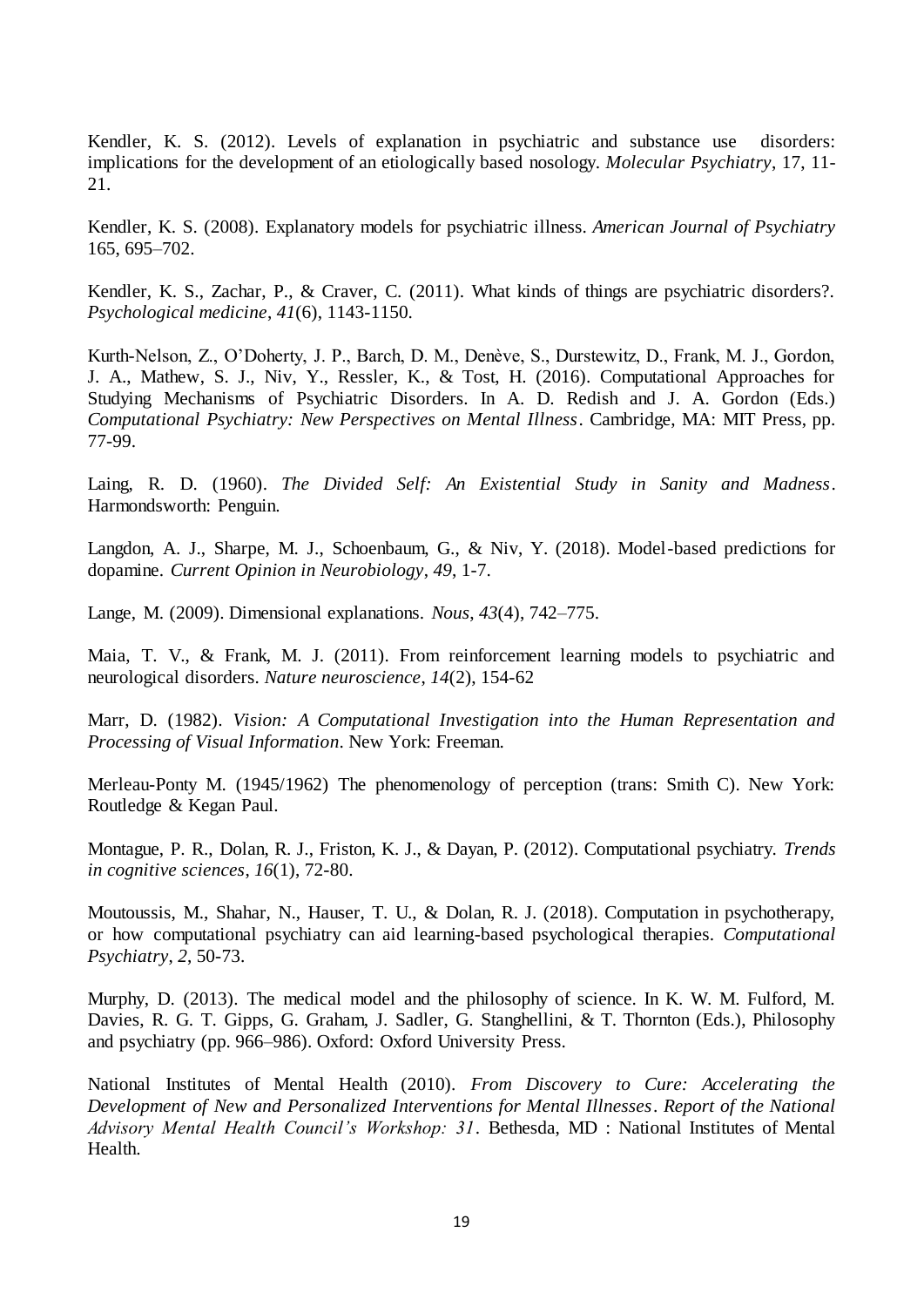Kendler, K. S. (2012). Levels of explanation in psychiatric and substance use disorders: implications for the development of an etiologically based nosology. *Molecular Psychiatry*, 17, 11-21.

Kendler, K. S. (2008). Explanatory models for psychiatric illness. *American Journal of Psychiatry* 165, 695–702.

Kendler, K. S., Zachar, P., & Craver, C. (2011). What kinds of things are psychiatric disorders?. *Psychological medicine*, *41*(6), 1143-1150.

Kurth-Nelson, Z., O'Doherty, J. P., Barch, D. M., Denève, S., Durstewitz, D., Frank, M. J., Gordon, J. A., Mathew, S. J., Niv, Y., Ressler, K., & Tost, H. (2016). Computational Approaches for Studying Mechanisms of Psychiatric Disorders. In A. D. Redish and J. A. Gordon (Eds.) *Computational Psychiatry: New Perspectives on Mental Illness*. Cambridge, MA: MIT Press, pp. 77-99.

Laing, R. D. (1960). *The Divided Self: An Existential Study in Sanity and Madness*. Harmondsworth: Penguin.

Langdon, A. J., Sharpe, M. J., Schoenbaum, G., & Niv, Y. (2018). Model-based predictions for dopamine. *Current Opinion in Neurobiology*, *49*, 1-7.

Lange, M. (2009). Dimensional explanations. *Nous*, *43*(4), 742–775.

Maia, T. V., & Frank, M. J. (2011). From reinforcement learning models to psychiatric and neurological disorders. *Nature neuroscience*, *14*(2), 154-62

Marr, D. (1982). *Vision: A Computational Investigation into the Human Representation and Processing of Visual Information*. New York: Freeman.

Merleau-Ponty M. (1945/1962) The phenomenology of perception (trans: Smith C). New York: Routledge & Kegan Paul.

Montague, P. R., Dolan, R. J., Friston, K. J., & Dayan, P. (2012). Computational psychiatry. *Trends in cognitive sciences*, *16*(1), 72-80.

Moutoussis, M., Shahar, N., Hauser, T. U., & Dolan, R. J. (2018). Computation in psychotherapy, or how computational psychiatry can aid learning-based psychological therapies. *Computational Psychiatry*, *2*, 50-73.

Murphy, D. (2013). The medical model and the philosophy of science. In K. W. M. Fulford, M. Davies, R. G. T. Gipps, G. Graham, J. Sadler, G. Stanghellini, & T. Thornton (Eds.), Philosophy and psychiatry (pp. 966–986). Oxford: Oxford University Press.

National Institutes of Mental Health (2010). *From Discovery to Cure: Accelerating the Development of New and Personalized Interventions for Mental Illnesses*. *Report of the National Advisory Mental Health Council's Workshop: 31*. Bethesda, MD : National Institutes of Mental Health.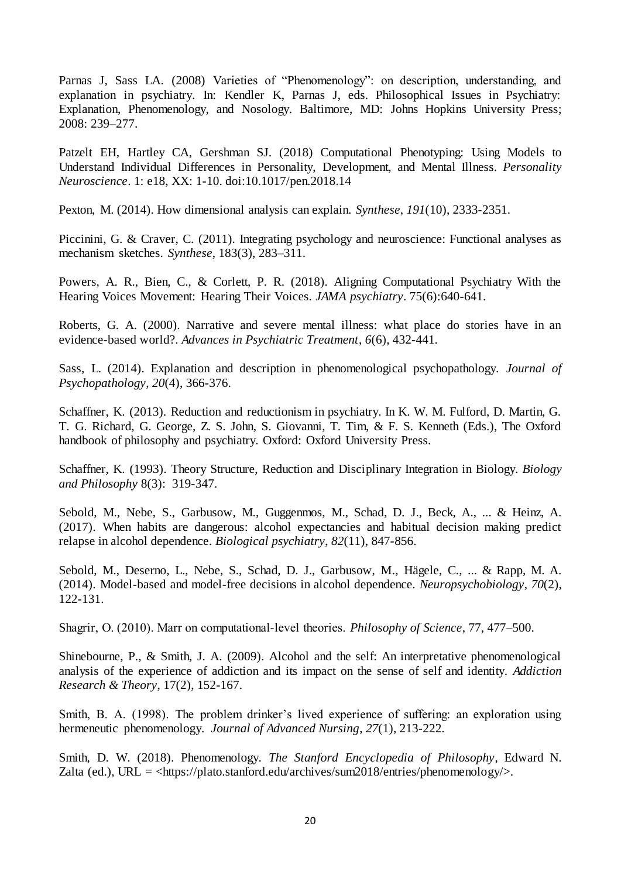Parnas J, Sass LA. (2008) Varieties of "Phenomenology": on description, understanding, and explanation in psychiatry. In: Kendler K, Parnas J, eds. Philosophical Issues in Psychiatry: Explanation, Phenomenology, and Nosology. Baltimore, MD: Johns Hopkins University Press; 2008: 239–277.

Patzelt EH, Hartley CA, Gershman SJ. (2018) Computational Phenotyping: Using Models to Understand Individual Differences in Personality, Development, and Mental Illness. *Personality Neuroscience*. 1: e18, XX: 1-10. doi:10.1017/pen.2018.14

Pexton, M. (2014). How dimensional analysis can explain. *Synthese*, *191*(10), 2333-2351.

Piccinini, G. & Craver, C. (2011). Integrating psychology and neuroscience: Functional analyses as mechanism sketches. *Synthese*, 183(3), 283–311.

Powers, A. R., Bien, C., & Corlett, P. R. (2018). Aligning Computational Psychiatry With the Hearing Voices Movement: Hearing Their Voices. *JAMA psychiatry*. 75(6):640-641.

Roberts, G. A. (2000). Narrative and severe mental illness: what place do stories have in an evidence-based world?. *Advances in Psychiatric Treatment*, *6*(6), 432-441.

Sass, L. (2014). Explanation and description in phenomenological psychopathology. *Journal of Psychopathology*, *20*(4), 366-376.

Schaffner, K. (2013). Reduction and reductionism in psychiatry. In K. W. M. Fulford, D. Martin, G. T. G. Richard, G. George, Z. S. John, S. Giovanni, T. Tim, & F. S. Kenneth (Eds.), The Oxford handbook of philosophy and psychiatry. Oxford: Oxford University Press.

Schaffner, K. (1993). Theory Structure, Reduction and Disciplinary Integration in Biology. *Biology and Philosophy* 8(3): 319-347.

Sebold, M., Nebe, S., Garbusow, M., Guggenmos, M., Schad, D. J., Beck, A., ... & Heinz, A. (2017). When habits are dangerous: alcohol expectancies and habitual decision making predict relapse in alcohol dependence. *Biological psychiatry*, *82*(11), 847-856.

Sebold, M., Deserno, L., Nebe, S., Schad, D. J., Garbusow, M., Hägele, C., ... & Rapp, M. A. (2014). Model-based and model-free decisions in alcohol dependence. *Neuropsychobiology*, *70*(2), 122-131.

Shagrir, O. (2010). Marr on computational-level theories. *Philosophy of Science*, 77, 477–500.

Shinebourne, P., & Smith, J. A. (2009). Alcohol and the self: An interpretative phenomenological analysis of the experience of addiction and its impact on the sense of self and identity. *Addiction Research & Theory*, 17(2), 152-167.

Smith, B. A. (1998). The problem drinker's lived experience of suffering: an exploration using hermeneutic phenomenology. *Journal of Advanced Nursing*, *27*(1), 213-222.

Smith, D. W. (2018). Phenomenology. *The Stanford Encyclopedia of Philosophy*, Edward N. Zalta (ed.), URL = <https://plato.stanford.edu/archives/sum2018/entries/phenomenology/>.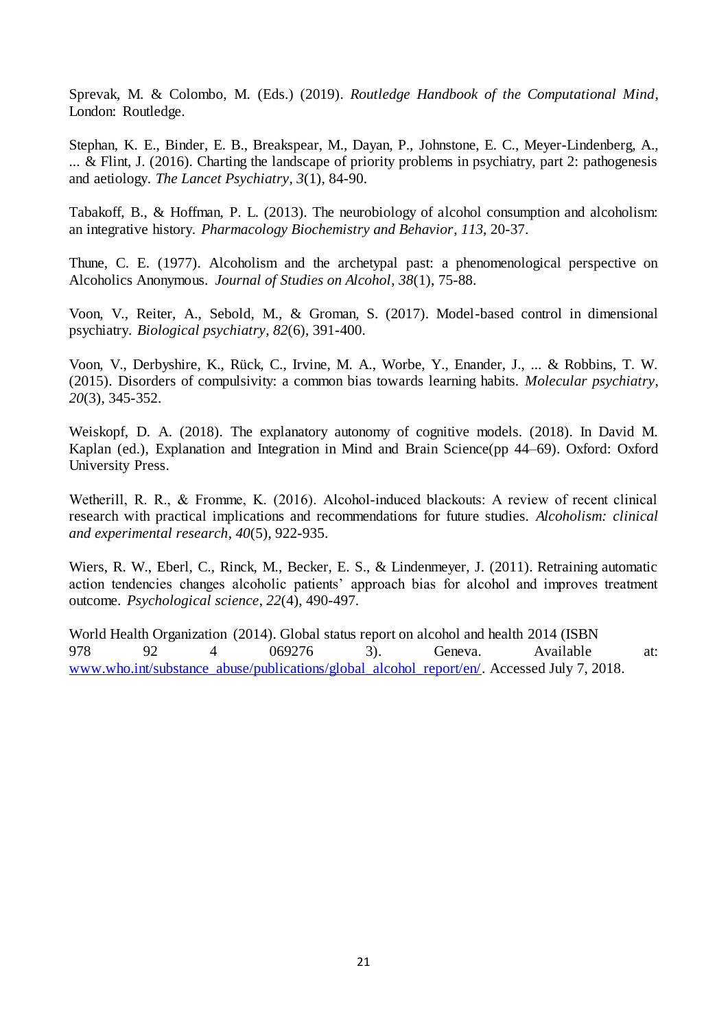Sprevak, M. & Colombo, M. (Eds.) (2019). *Routledge Handbook of the Computational Mind*, London: Routledge.

Stephan, K. E., Binder, E. B., Breakspear, M., Dayan, P., Johnstone, E. C., Meyer-Lindenberg, A., ... & Flint, J. (2016). Charting the landscape of priority problems in psychiatry, part 2: pathogenesis and aetiology. *The Lancet Psychiatry*, *3*(1), 84-90.

Tabakoff, B., & Hoffman, P. L. (2013). The neurobiology of alcohol consumption and alcoholism: an integrative history. *Pharmacology Biochemistry and Behavior*, *113*, 20-37.

Thune, C. E. (1977). Alcoholism and the archetypal past: a phenomenological perspective on Alcoholics Anonymous. *Journal of Studies on Alcohol*, *38*(1), 75-88.

Voon, V., Reiter, A., Sebold, M., & Groman, S. (2017). Model-based control in dimensional psychiatry. *Biological psychiatry*, *82*(6), 391-400.

Voon, V., Derbyshire, K., Rück, C., Irvine, M. A., Worbe, Y., Enander, J., ... & Robbins, T. W. (2015). Disorders of compulsivity: a common bias towards learning habits. *Molecular psychiatry*, *20*(3), 345-352.

Weiskopf, D. A. (2018). The explanatory autonomy of cognitive models. (2018). In David M. Kaplan (ed.), Explanation and Integration in Mind and Brain Science(pp 44–69). Oxford: Oxford University Press.

Wetherill, R. R., & Fromme, K. (2016). Alcohol-induced blackouts: A review of recent clinical research with practical implications and recommendations for future studies. *Alcoholism: clinical and experimental research*, *40*(5), 922-935.

Wiers, R. W., Eberl, C., Rinck, M., Becker, E. S., & Lindenmeyer, J. (2011). Retraining automatic action tendencies changes alcoholic patients' approach bias for alcohol and improves treatment outcome. *Psychological science*, *22*(4), 490-497.

World Health Organization (2014). Global status report on alcohol and health 2014 (ISBN 978 92 4 069276 3). Geneva. Available at: www.who.int/substance_abuse/publications/global_alcohol_report/en/. Accessed July 7, 2018.